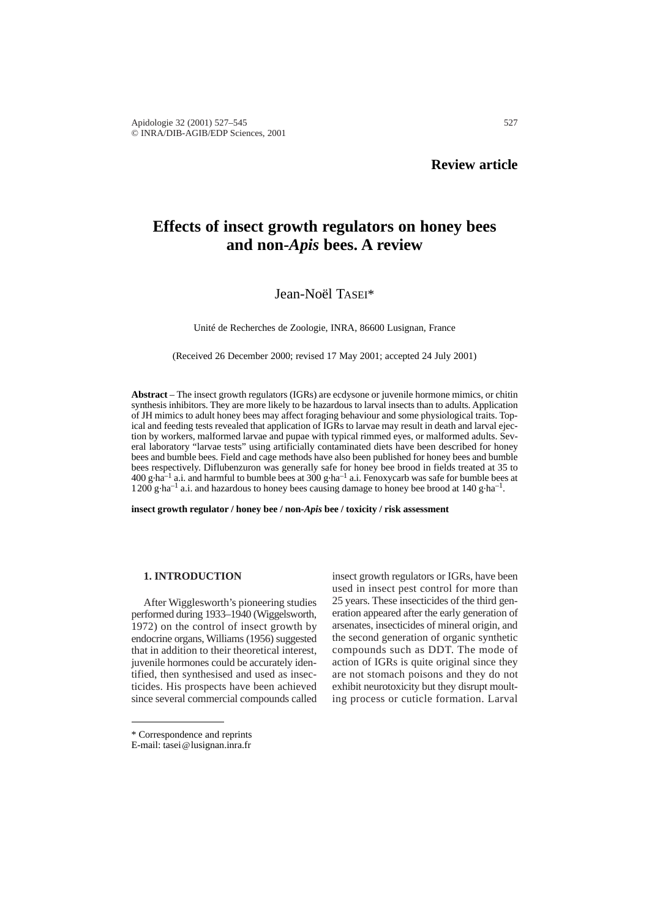**Review article**

# Effects of insect growth regulators on honey bees and non-*Apis* bees. A review

Jean-Noël Tasei*

Unité de Recherches de Zoologie, INRA, 86600 Lusignan, France

(Received 26 December 2000; revised 17 May 2001; accepted 24 July 2001)

**Abstract** – The insect growth regulators (IGRs) are ecdysone or juvenile hormone mimics, or chitin synthesis inhibitors. They are more likely to be hazardous to larval insects than to adults. Application of JH mimics to adult honey bees may affect foraging behaviour and some physiological traits. Topical and feeding tests revealed that application of IGRs to larvae may result in death and larval ejection by workers, malformed larvae and pupae with typical rimmed eyes, or malformed adults. Several laboratory "larvae tests" using artificially contaminated diets have been described for honey bees and bumble bees. Field and cage methods have also been published for honey bees and bumble bees respectively. Diflubenzuron was generally safe for honey bee brood in fields treated at 35 to 400 $g \cdot ha^{-1}$ a.i. and harmful to bumble bees at 300 $g \cdot ha^{-1}$ a.i. Fenoxycarb was safe for bumble bees at 1200 $g \cdot ha^{-1}$ a.i. and hazardous to honey bees causing damage to honey bee brood at 140 $g \cdot ha^{-1}$.

**insect growth regulator / honey bee / non-*Apis* bee / toxicity / risk assessment**

## 1. INTRODUCTION

After Wigglesworth's pioneering studies performed during 1933–1940 (Wigglesworth, 1972) on the control of insect growth by endocrine organs, Williams (1956) suggested that in addition to their theoretical interest, juvenile hormones could be accurately identified, then synthesised and used as insecticides. His prospects have been achieved since several commercial compounds called insect growth regulators or IGRs, have been used in insect pest control for more than 25 years. These insecticides of the third generation appeared after the early generation of arsenates, insecticides of mineral origin, and the second generation of organic synthetic compounds such as DDT. The mode of action of IGRs is quite original since they are not stomach poisons and they do not exhibit neurotoxicity but they disrupt moulting process or cuticle formation. Larval

\* Correspondence and reprints
E-mail: tasei@lusignan.inra.fr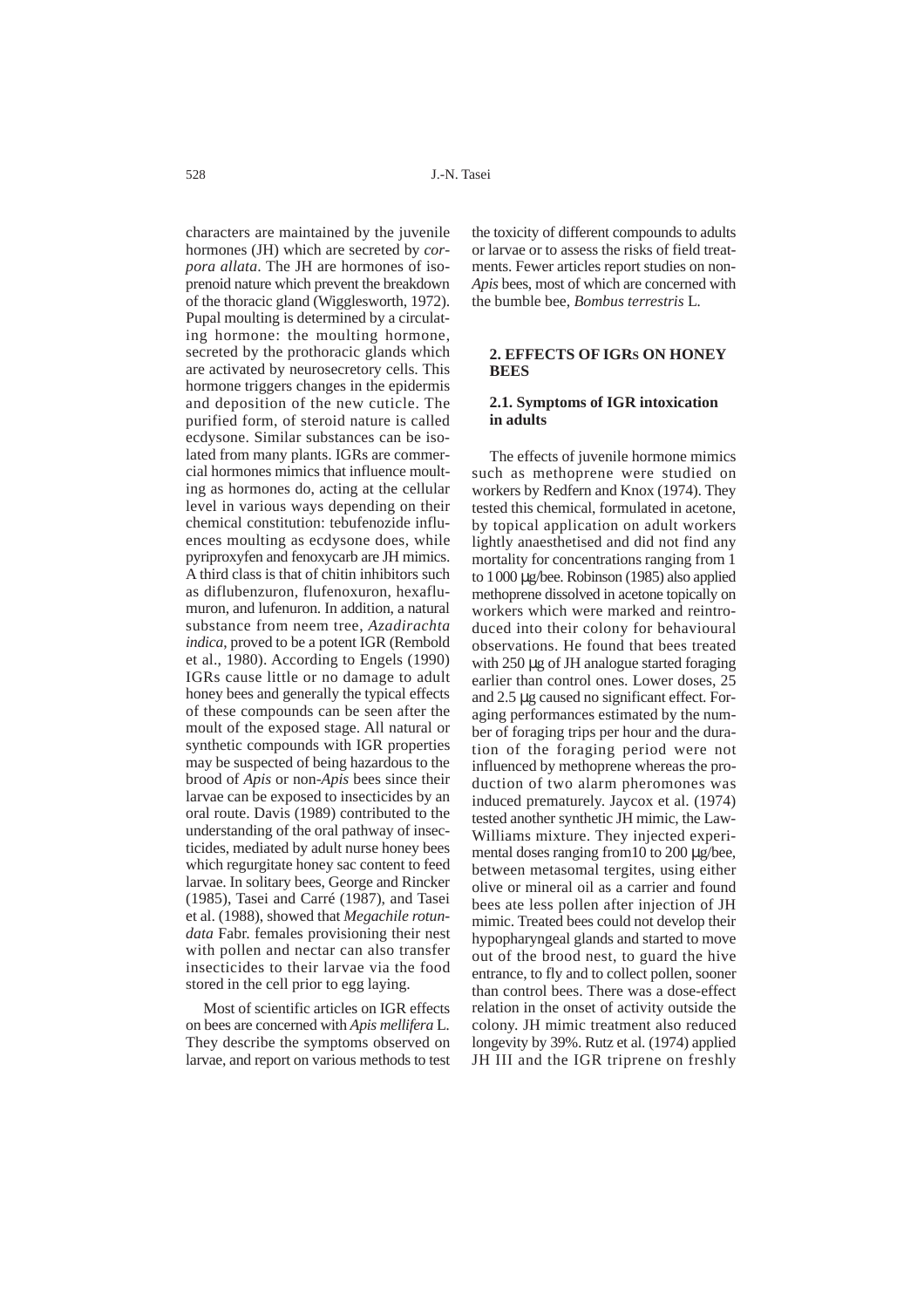characters are maintained by the juvenile hormones (JH) which are secreted by *corpora allata*. The JH are hormones of isoprenoid nature which prevent the breakdown of the thoracic gland (Wigglesworth, 1972). Pupal moulting is determined by a circulating hormone: the moulting hormone, secreted by the prothoracic glands which are activated by neurosecretory cells. This hormone triggers changes in the epidermis and deposition of the new cuticle. The purified form, of steroid nature is called ecdysone. Similar substances can be isolated from many plants. IGRs are commercial hormones mimics that influence moulting as hormones do, acting at the cellular level in various ways depending on their chemical constitution: tebufenozide influences moulting as ecdysone does, while pyriproxyfen and fenoxycarb are JH mimics. A third class is that of chitin inhibitors such as diflubenzuron, flufenoxuron, hexaflumuron, and lufenuron. In addition, a natural substance from neem tree, *Azadirachta indica*, proved to be a potent IGR (Rembold et al., 1980). According to Engels (1990) IGRs cause little or no damage to adult honey bees and generally the typical effects of these compounds can be seen after the moult of the exposed stage. All natural or synthetic compounds with IGR properties may be suspected of being hazardous to the brood of *Apis* or non-*Apis* bees since their larvae can be exposed to insecticides by an oral route. Davis (1989) contributed to the understanding of the oral pathway of insecticides, mediated by adult nurse honey bees which regurgitate honey sac content to feed larvae. In solitary bees, George and Rincker (1985), Tasei and Carré (1987), and Tasei et al. (1988), showed that *Megachile rotundata* Fabr. females provisioning their nest with pollen and nectar can also transfer insecticides to their larvae via the food stored in the cell prior to egg laying.

Most of scientific articles on IGR effects on bees are concerned with *Apis mellifera* L. They describe the symptoms observed on larvae, and report on various methods to test the toxicity of different compounds to adults or larvae or to assess the risks of field treatments. Fewer articles report studies on non-*Apis* bees, most of which are concerned with the bumble bee, *Bombus terrestris* L.

## 2. EFFECTS OF IGRs ON HONEY BEES

### 2.1. Symptoms of IGR intoxication in adults

The effects of juvenile hormone mimics such as methoprene were studied on workers by Redfern and Knox (1974). They tested this chemical, formulated in acetone, by topical application on adult workers lightly anaesthetised and did not find any mortality for concentrations ranging from 1 to 1000 μg/bee. Robinson (1985) also applied methoprene dissolved in acetone topically on workers which were marked and reintroduced into their colony for behavioural observations. He found that bees treated with 250 μg of JH analogue started foraging earlier than control ones. Lower doses, 25 and 2.5 μg caused no significant effect. Foraging performances estimated by the number of foraging trips per hour and the duration of the foraging period were not influenced by methoprene whereas the production of two alarm pheromones was induced prematurely. Jaycox et al. (1974) tested another synthetic JH mimic, the Law-Williams mixture. They injected experimental doses ranging from10 to 200 μg/bee, between metasomal tergites, using either olive or mineral oil as a carrier and found bees ate less pollen after injection of JH mimic. Treated bees could not develop their hypopharyngeal glands and started to move out of the brood nest, to guard the hive entrance, to fly and to collect pollen, sooner than control bees. There was a dose-effect relation in the onset of activity outside the colony. JH mimic treatment also reduced longevity by 39%. Rutz et al. (1974) applied JH III and the IGR triprene on freshly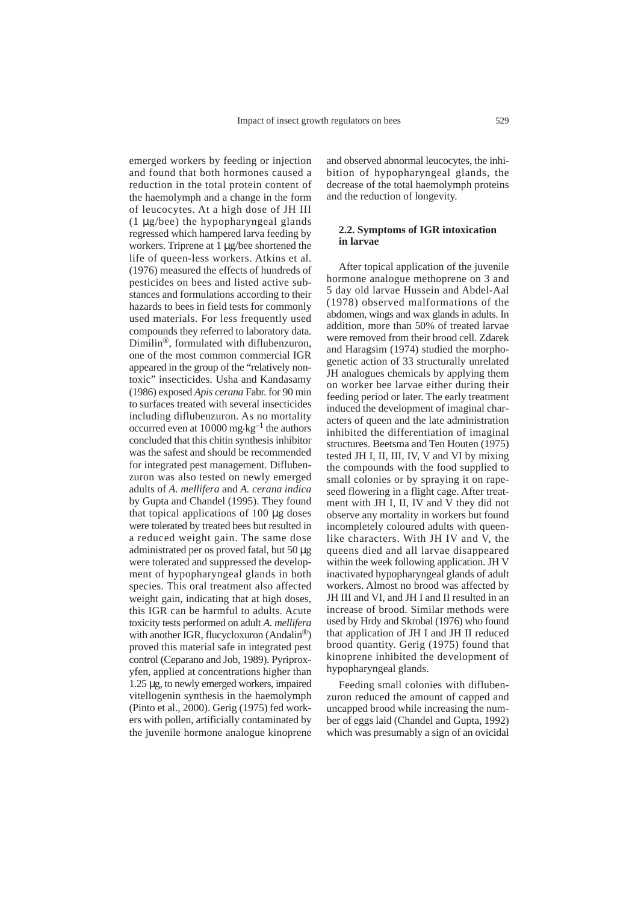emerged workers by feeding or injection and found that both hormones caused a reduction in the total protein content of the haemolymph and a change in the form of leucocytes. At a high dose of JH III (1 μg/bee) the hypopharyngeal glands regressed which hampered larva feeding by workers. Triprene at 1 μg/bee shortened the life of queen-less workers. Atkins et al. (1976) measured the effects of hundreds of pesticides on bees and listed active substances and formulations according to their hazards to bees in field tests for commonly used materials. For less frequently used compounds they referred to laboratory data. Dimilin®, formulated with diflubenzuron, one of the most common commercial IGR appeared in the group of the "relatively nontoxic" insecticides. Usha and Kandasamy (1986) exposed *Apis cerana* Fabr. for 90 min to surfaces treated with several insecticides including diflubenzuron. As no mortality occurred even at 10000 $mg \cdot kg^{-1}$ the authors concluded that this chitin synthesis inhibitor was the safest and should be recommended for integrated pest management. Diflubenzuron was also tested on newly emerged adults of *A. mellifera* and *A. cerana indica* by Gupta and Chandel (1995). They found that topical applications of 100 μg doses were tolerated by treated bees but resulted in a reduced weight gain. The same dose administrated per os proved fatal, but 50 μg were tolerated and suppressed the development of hypopharyngeal glands in both species. This oral treatment also affected weight gain, indicating that at high doses, this IGR can be harmful to adults. Acute toxicity tests performed on adult *A. mellifera* with another IGR, flucycloxuron (Andalin®) proved this material safe in integrated pest control (Ceparano and Job, 1989). Pyriproxyfen, applied at concentrations higher than 1.25 μg, to newly emerged workers, impaired vitellogenin synthesis in the haemolymph (Pinto et al., 2000). Gerig (1975) fed workers with pollen, artificially contaminated by the juvenile hormone analogue kinoprene and observed abnormal leucocytes, the inhibition of hypopharyngeal glands, the decrease of the total haemolymph proteins and the reduction of longevity.

### 2.2. Symptoms of IGR intoxication in larvae

After topical application of the juvenile hormone analogue methoprene on 3 and 5 day old larvae Hussein and Abdel-Aal (1978) observed malformations of the abdomen, wings and wax glands in adults. In addition, more than 50% of treated larvae were removed from their brood cell. Zdarek and Haragsim (1974) studied the morphogenetic action of 33 structurally unrelated JH analogues chemicals by applying them on worker bee larvae either during their feeding period or later. The early treatment induced the development of imaginal characters of queen and the late administration inhibited the differentiation of imaginal structures. Beetsma and Ten Houten (1975) tested JH I, II, III, IV, V and VI by mixing the compounds with the food supplied to small colonies or by spraying it on rapeseed flowering in a flight cage. After treatment with JH I, II, IV and V they did not observe any mortality in workers but found incompletely coloured adults with queen-like characters. With JH IV and V, the queens died and all larvae disappeared within the week following application. JH V inactivated hypopharyngeal glands of adult workers. Almost no brood was affected by JH III and VI, and JH I and II resulted in an increase of brood. Similar methods were used by Hrdy and Skrobal (1976) who found that application of JH I and JH II reduced brood quantity. Gerig (1975) found that kinoprene inhibited the development of hypopharyngeal glands.

Feeding small colonies with diflubenzuron reduced the amount of capped and uncapped brood while increasing the number of eggs laid (Chandel and Gupta, 1992) which was presumably a sign of an ovicidal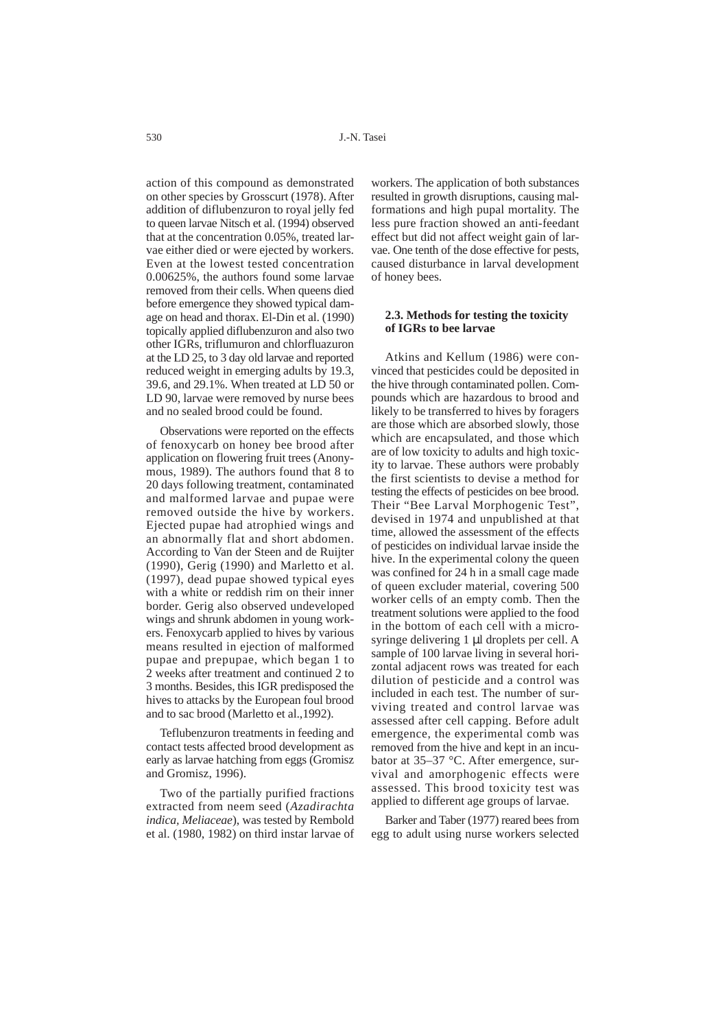action of this compound as demonstrated on other species by Grosscurt (1978). After addition of diflubenzuron to royal jelly fed to queen larvae Nitsch et al. (1994) observed that at the concentration 0.05%, treated larvae either died or were ejected by workers. Even at the lowest tested concentration 0.00625%, the authors found some larvae removed from their cells. When queens died before emergence they showed typical damage on head and thorax. El-Din et al. (1990) topically applied diflubenzuron and also two other IGRs, triflumuron and chlorfluazuron at the LD 25, to 3 day old larvae and reported reduced weight in emerging adults by 19.3, 39.6, and 29.1%. When treated at LD 50 or LD 90, larvae were removed by nurse bees and no sealed brood could be found.

Observations were reported on the effects of fenoxycarb on honey bee brood after application on flowering fruit trees (Anonymous, 1989). The authors found that 8 to 20 days following treatment, contaminated and malformed larvae and pupae were removed outside the hive by workers. Ejected pupae had atrophied wings and an abnormally flat and short abdomen. According to Van der Steen and de Ruijter (1990), Gerig (1990) and Marletto et al. (1997), dead pupae showed typical eyes with a white or reddish rim on their inner border. Gerig also observed undeveloped wings and shrunk abdomen in young workers. Fenoxycarb applied to hives by various means resulted in ejection of malformed pupae and prepupae, which began 1 to 2 weeks after treatment and continued 2 to 3 months. Besides, this IGR predisposed the hives to attacks by the European foul brood and to sac brood (Marletto et al.,1992).

Teflubenzuron treatments in feeding and contact tests affected brood development as early as larvae hatching from eggs (Gromisz and Gromisz, 1996).

Two of the partially purified fractions extracted from neem seed (*Azadirachta indica, Meliaceae*), was tested by Rembold et al. (1980, 1982) on third instar larvae of workers. The application of both substances resulted in growth disruptions, causing malformations and high pupal mortality. The less pure fraction showed an anti-feedant effect but did not affect weight gain of larvae. One tenth of the dose effective for pests, caused disturbance in larval development of honey bees.

### 2.3. Methods for testing the toxicity of IGRs to bee larvae

Atkins and Kellum (1986) were convinced that pesticides could be deposited in the hive through contaminated pollen. Compounds which are hazardous to brood and likely to be transferred to hives by foragers are those which are absorbed slowly, those which are encapsulated, and those which are of low toxicity to adults and high toxicity to larvae. These authors were probably the first scientists to devise a method for testing the effects of pesticides on bee brood. Their "Bee Larval Morphogenic Test", devised in 1974 and unpublished at that time, allowed the assessment of the effects of pesticides on individual larvae inside the hive. In the experimental colony the queen was confined for 24 h in a small cage made of queen excluder material, covering 500 worker cells of an empty comb. Then the treatment solutions were applied to the food in the bottom of each cell with a microsyringe delivering 1 μl droplets per cell. A sample of 100 larvae living in several horizontal adjacent rows was treated for each dilution of pesticide and a control was included in each test. The number of surviving treated and control larvae was assessed after cell capping. Before adult emergence, the experimental comb was removed from the hive and kept in an incubator at 35–37 °C. After emergence, survival and amorphogenic effects were assessed. This brood toxicity test was applied to different age groups of larvae.

Barker and Taber (1977) reared bees from egg to adult using nurse workers selected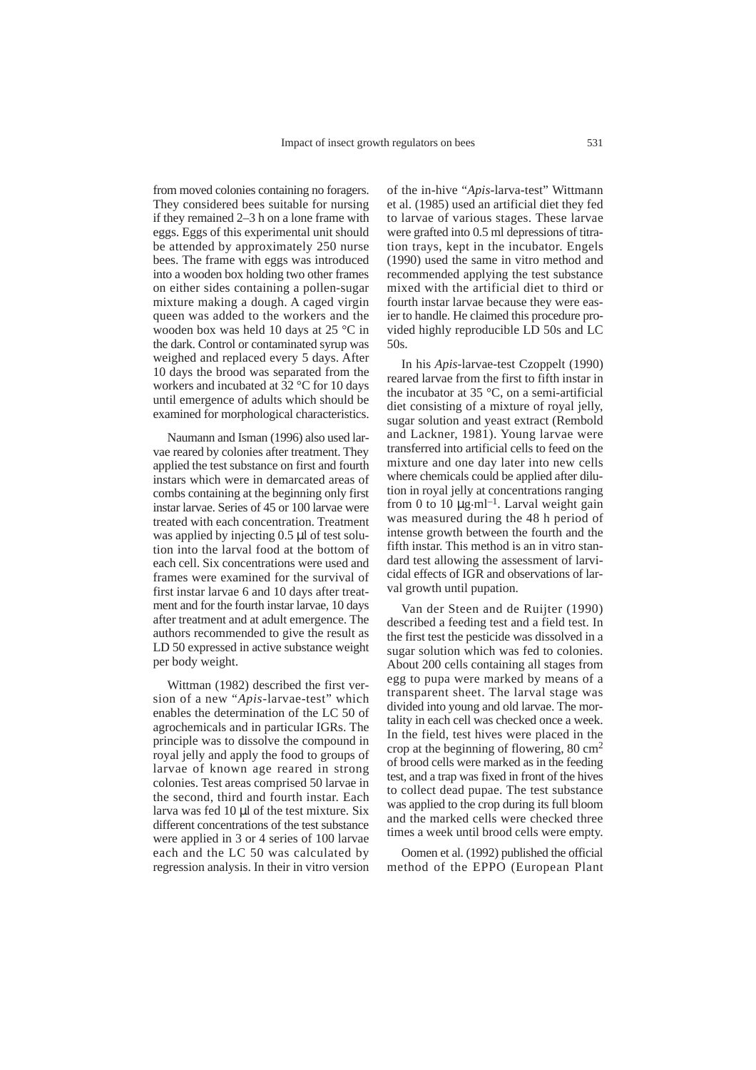from moved colonies containing no foragers. They considered bees suitable for nursing if they remained 2–3 h on a lone frame with eggs. Eggs of this experimental unit should be attended by approximately 250 nurse bees. The frame with eggs was introduced into a wooden box holding two other frames on either sides containing a pollen-sugar mixture making a dough. A caged virgin queen was added to the workers and the wooden box was held 10 days at 25 °C in the dark. Control or contaminated syrup was weighed and replaced every 5 days. After 10 days the brood was separated from the workers and incubated at 32 °C for 10 days until emergence of adults which should be examined for morphological characteristics.

Naumann and Isman (1996) also used larvae reared by colonies after treatment. They applied the test substance on first and fourth instars which were in demarcated areas of combs containing at the beginning only first instar larvae. Series of 45 or 100 larvae were treated with each concentration. Treatment was applied by injecting 0.5 µl of test solution into the larval food at the bottom of each cell. Six concentrations were used and frames were examined for the survival of first instar larvae 6 and 10 days after treatment and for the fourth instar larvae, 10 days after treatment and at adult emergence. The authors recommended to give the result as LD 50 expressed in active substance weight per body weight.

Wittman (1982) described the first version of a new "*Apis*-larvae-test" which enables the determination of the LC 50 of agrochemicals and in particular IGRs. The principle was to dissolve the compound in royal jelly and apply the food to groups of larvae of known age reared in strong colonies. Test areas comprised 50 larvae in the second, third and fourth instar. Each larva was fed 10 µl of the test mixture. Six different concentrations of the test substance were applied in 3 or 4 series of 100 larvae each and the LC 50 was calculated by regression analysis. In their in vitro version of the in-hive "*Apis*-larva-test" Wittmann et al. (1985) used an artificial diet they fed to larvae of various stages. These larvae were grafted into 0.5 ml depressions of titration trays, kept in the incubator. Engels (1990) used the same in vitro method and recommended applying the test substance mixed with the artificial diet to third or fourth instar larvae because they were easier to handle. He claimed this procedure provided highly reproducible LD 50s and LC 50s.

In his *Apis*-larvae-test Czoppelt (1990) reared larvae from the first to fifth instar in the incubator at 35 °C, on a semi-artificial diet consisting of a mixture of royal jelly, sugar solution and yeast extract (Rembold and Lackner, 1981). Young larvae were transferred into artificial cells to feed on the mixture and one day later into new cells where chemicals could be applied after dilution in royal jelly at concentrations ranging from 0 to 10 $\mu g \cdot ml^{-1}$. Larval weight gain was measured during the 48 h period of intense growth between the fourth and the fifth instar. This method is an in vitro standard test allowing the assessment of larvicidal effects of IGR and observations of larval growth until pupation.

Van der Steen and de Ruijter (1990) described a feeding test and a field test. In the first test the pesticide was dissolved in a sugar solution which was fed to colonies. About 200 cells containing all stages from egg to pupa were marked by means of a transparent sheet. The larval stage was divided into young and old larvae. The mortality in each cell was checked once a week. In the field, test hives were placed in the crop at the beginning of flowering, 80 $cm^2$ of brood cells were marked as in the feeding test, and a trap was fixed in front of the hives to collect dead pupae. The test substance was applied to the crop during its full bloom and the marked cells were checked three times a week until brood cells were empty.

Oomen et al. (1992) published the official method of the EPPO (European Plant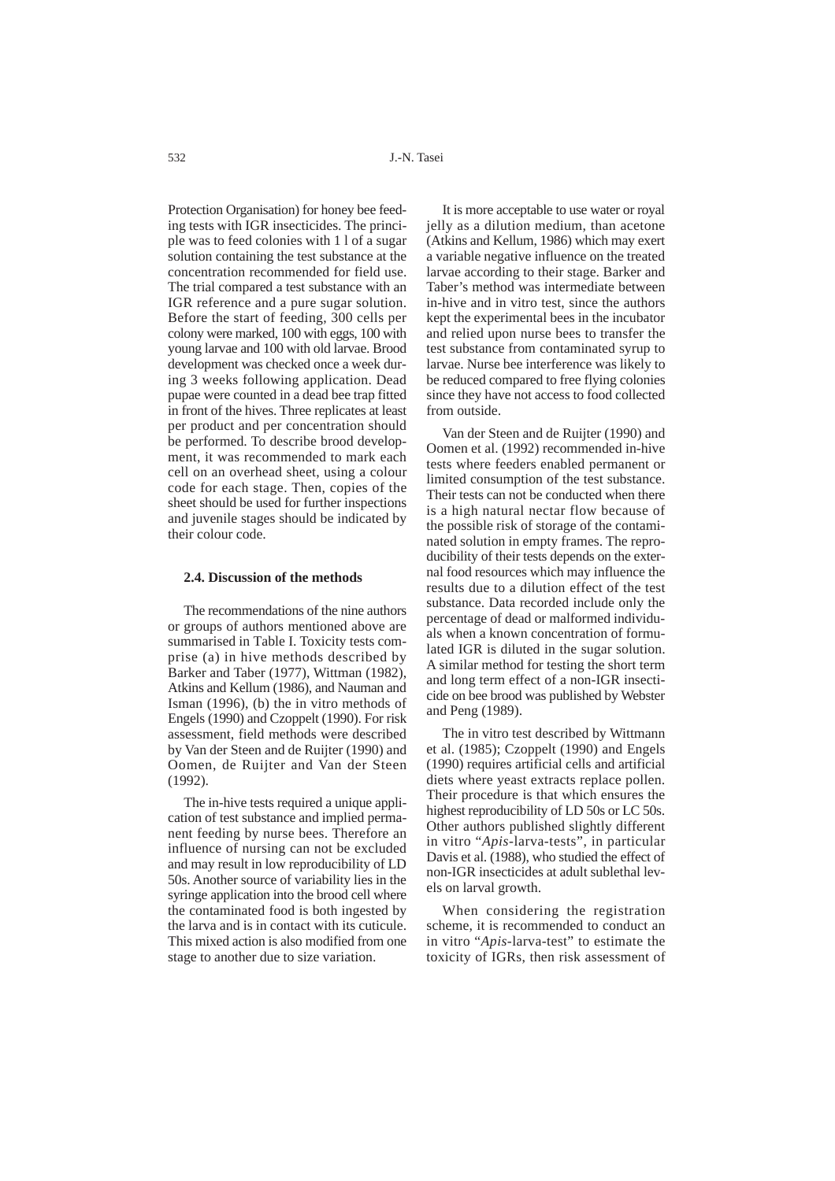Protection Organisation) for honey bee feeding tests with IGR insecticides. The principle was to feed colonies with 1 l of a sugar solution containing the test substance at the concentration recommended for field use. The trial compared a test substance with an IGR reference and a pure sugar solution. Before the start of feeding, 300 cells per colony were marked, 100 with eggs, 100 with young larvae and 100 with old larvae. Brood development was checked once a week during 3 weeks following application. Dead pupae were counted in a dead bee trap fitted in front of the hives. Three replicates at least per product and per concentration should be performed. To describe brood development, it was recommended to mark each cell on an overhead sheet, using a colour code for each stage. Then, copies of the sheet should be used for further inspections and juvenile stages should be indicated by their colour code.

### 2.4. Discussion of the methods

The recommendations of the nine authors or groups of authors mentioned above are summarised in Table I. Toxicity tests comprise (a) in hive methods described by Barker and Taber (1977), Wittman (1982), Atkins and Kellum (1986), and Nauman and Isman (1996), (b) the in vitro methods of Engels (1990) and Czoppelt (1990). For risk assessment, field methods were described by Van der Steen and de Ruijter (1990) and Oomen, de Ruijter and Van der Steen (1992).

The in-hive tests required a unique application of test substance and implied permanent feeding by nurse bees. Therefore an influence of nursing can not be excluded and may result in low reproducibility of LD 50s. Another source of variability lies in the syringe application into the brood cell where the contaminated food is both ingested by the larva and is in contact with its cuticule. This mixed action is also modified from one stage to another due to size variation.

It is more acceptable to use water or royal jelly as a dilution medium, than acetone (Atkins and Kellum, 1986) which may exert a variable negative influence on the treated larvae according to their stage. Barker and Taber's method was intermediate between in-hive and in vitro test, since the authors kept the experimental bees in the incubator and relied upon nurse bees to transfer the test substance from contaminated syrup to larvae. Nurse bee interference was likely to be reduced compared to free flying colonies since they have not access to food collected from outside.

Van der Steen and de Ruijter (1990) and Oomen et al. (1992) recommended in-hive tests where feeders enabled permanent or limited consumption of the test substance. Their tests can not be conducted when there is a high natural nectar flow because of the possible risk of storage of the contaminated solution in empty frames. The reproducibility of their tests depends on the external food resources which may influence the results due to a dilution effect of the test substance. Data recorded include only the percentage of dead or malformed individuals when a known concentration of formulated IGR is diluted in the sugar solution. A similar method for testing the short term and long term effect of a non-IGR insecticide on bee brood was published by Webster and Peng (1989).

The in vitro test described by Wittmann et al. (1985); Czoppelt (1990) and Engels (1990) requires artificial cells and artificial diets where yeast extracts replace pollen. Their procedure is that which ensures the highest reproducibility of LD 50s or LC 50s. Other authors published slightly different in vitro "*Apis*-larva-tests", in particular Davis et al. (1988), who studied the effect of non-IGR insecticides at adult sublethal levels on larval growth.

When considering the registration scheme, it is recommended to conduct an in vitro "*Apis*-larva-test" to estimate the toxicity of IGRs, then risk assessment of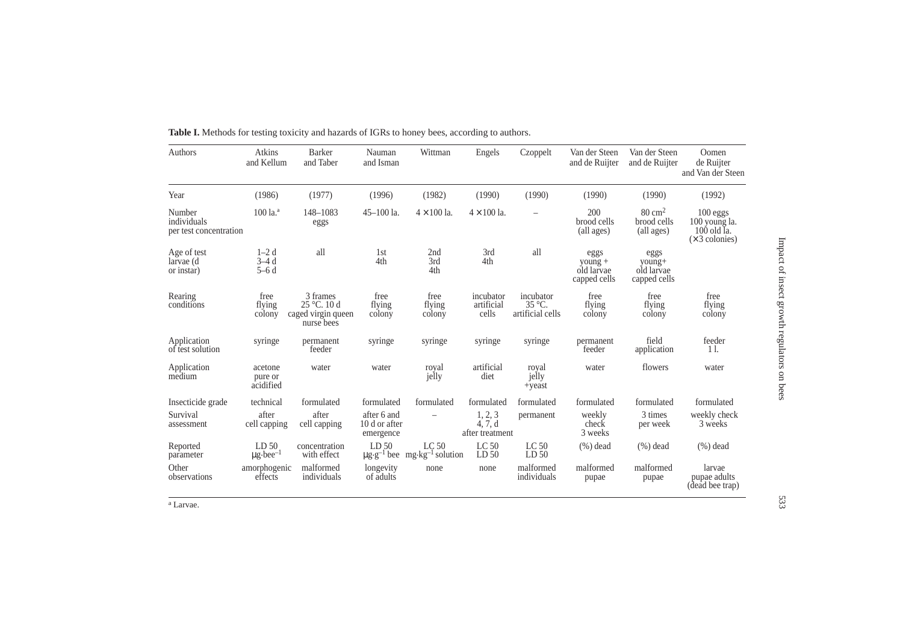**Table I.** Methods for testing toxicity and hazards of IGRs to honey bees, according to authors.

| Authors | Atkins and Kellum | Barker and Taber | Nauman and Isman | Wittman | Engels | Czoppelt | Van der Steen and de Ruijter | Van der Steen and de Ruijter | Oomen de Ruijter and Van der Steen |
|---|---|---|---|---|---|---|---|---|---|
| Year | (1986) | (1977) | (1996) | (1982) | (1990) | (1990) | (1990) | (1990) | (1992) |
| Number individuals per test concentration | 100 la.[a] | 148–1083 eggs | 45–100 la. | 4 × 100 la. | 4 × 100 la. | – | 200 brood cells (all ages) | 80 $cm^2$ brood cells (all ages) | 100 eggs 100 young la. 100 old la. (×3 colonies) |
| Age of test larvae (d or instar) | 1–2 d 3–4 d 5–6 d | all | 1st 4th | 2nd 3rd 4th | 3rd 4th | all | eggs young + old larvae capped cells | eggs young+ old larvae capped cells | |
| Rearing conditions | free flying colony | 3 frames 25 °C. 10 d caged virgin queen nurse bees | free flying colony | free flying colony | incubator artificial cells | incubator 35 °C. artificial cells | free flying colony | free flying colony | free flying colony |
| Application of test solution | syringe | permanent feeder | syringe | syringe | syringe | syringe | permanent feeder | field application | feeder 1 l. |
| Application medium | acetone pure or acidified | water | water | royal jelly | artificial diet | royal jelly +yeast | water | flowers | water |
| Insecticide grade | technical | formulated | formulated | formulated | formulated | formulated | formulated | formulated | formulated |
| Survival assessment | after cell capping | after cell capping | after 6 and 10 d or after emergence | – | 1, 2, 3 4, 7, d after treatment | permanent | weekly check 3 weeks | 3 times per week | weekly check 3 weeks |
| Reported parameter | LD 50 $\mu g \cdot bee^{-1}$ | concentration with effect | LD 50 $\mu g \cdot g^{-1}$ bee | LC 50 $mg \cdot kg^{-1}$ solution | LC 50 LD 50 | LC 50 LD 50 | (%) dead | (%) dead | (%) dead |
| Other observations | amorphogenic effects | malformed individuals | longevity of adults | none | none | malformed individuals | malformed pupae | malformed pupae | larvae pupae adults (dead bee trap) |

[a] Larvae.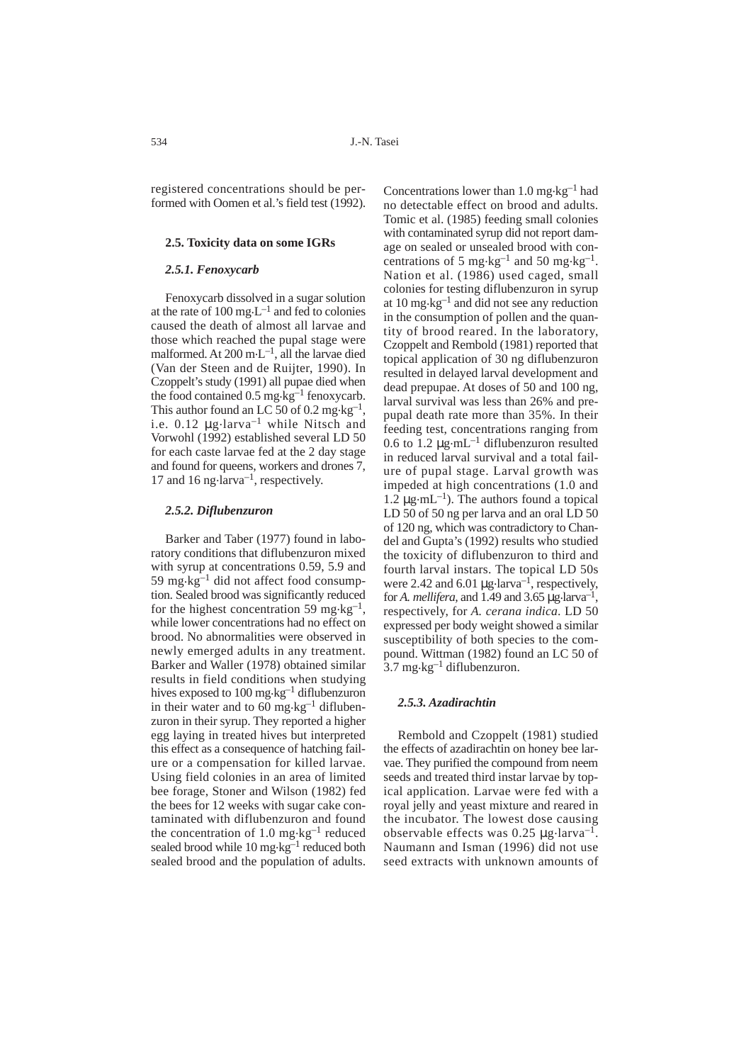registered concentrations should be performed with Oomen et al.'s field test (1992).

### 2.5. Toxicity data on some IGRs

#### *2.5.1. Fenoxycarb*

Fenoxycarb dissolved in a sugar solution at the rate of 100 mg·L$^{-1}$ and fed to colonies caused the death of almost all larvae and those which reached the pupal stage were malformed. At 200 m·L$^{-1}$, all the larvae died (Van der Steen and de Ruijter, 1990). In Czoppelt's study (1991) all pupae died when the food contained 0.5 mg·kg$^{-1}$ fenoxycarb. This author found an LC 50 of 0.2 mg·kg$^{-1}$, i.e. 0.12 μg·larva$^{-1}$ while Nitsch and Vorwohl (1992) established several LD 50 for each caste larvae fed at the 2 day stage and found for queens, workers and drones 7, 17 and 16 ng·larva$^{-1}$, respectively.

#### *2.5.2. Diflubenzuron*

Barker and Taber (1977) found in laboratory conditions that diflubenzuron mixed with syrup at concentrations 0.59, 5.9 and 59 mg·kg$^{-1}$ did not affect food consumption. Sealed brood was significantly reduced for the highest concentration 59 mg·kg$^{-1}$, while lower concentrations had no effect on brood. No abnormalities were observed in newly emerged adults in any treatment. Barker and Waller (1978) obtained similar results in field conditions when studying hives exposed to 100 mg·kg$^{-1}$ diflubenzuron in their water and to 60 mg·kg$^{-1}$ diflubenzuron in their syrup. They reported a higher egg laying in treated hives but interpreted this effect as a consequence of hatching failure or a compensation for killed larvae. Using field colonies in an area of limited bee forage, Stoner and Wilson (1982) fed the bees for 12 weeks with sugar cake contaminated with diflubenzuron and found the concentration of 1.0 mg·kg$^{-1}$ reduced sealed brood while 10 mg·kg$^{-1}$ reduced both sealed brood and the population of adults. Concentrations lower than 1.0 mg·kg$^{-1}$ had no detectable effect on brood and adults. Tomic et al. (1985) feeding small colonies with contaminated syrup did not report damage on sealed or unsealed brood with concentrations of 5 mg·kg$^{-1}$ and 50 mg·kg$^{-1}$. Nation et al. (1986) used caged, small colonies for testing diflubenzuron in syrup at 10 mg·kg$^{-1}$ and did not see any reduction in the consumption of pollen and the quantity of brood reared. In the laboratory, Czoppelt and Rembold (1981) reported that topical application of 30 ng diflubenzuron resulted in delayed larval development and dead prepupae. At doses of 50 and 100 ng, larval survival was less than 26% and prepupal death rate more than 35%. In their feeding test, concentrations ranging from 0.6 to 1.2 μg·mL$^{-1}$ diflubenzuron resulted in reduced larval survival and a total failure of pupal stage. Larval growth was impeded at high concentrations (1.0 and 1.2 μg·mL$^{-1}$). The authors found a topical LD 50 of 50 ng per larva and an oral LD 50 of 120 ng, which was contradictory to Chandel and Gupta's (1992) results who studied the toxicity of diflubenzuron to third and fourth larval instars. The topical LD 50s were 2.42 and 6.01 μg·larva$^{-1}$, respectively, for *A. mellifera*, and 1.49 and 3.65 μg·larva$^{-1}$, respectively, for *A. cerana indica*. LD 50 expressed per body weight showed a similar susceptibility of both species to the compound. Wittman (1982) found an LC 50 of 3.7 mg·kg$^{-1}$ diflubenzuron.

#### *2.5.3. Azadirachtin*

Rembold and Czoppelt (1981) studied the effects of azadirachtin on honey bee larvae. They purified the compound from neem seeds and treated third instar larvae by topical application. Larvae were fed with a royal jelly and yeast mixture and reared in the incubator. The lowest dose causing observable effects was 0.25 μg·larva$^{-1}$. Naumann and Isman (1996) did not use seed extracts with unknown amounts of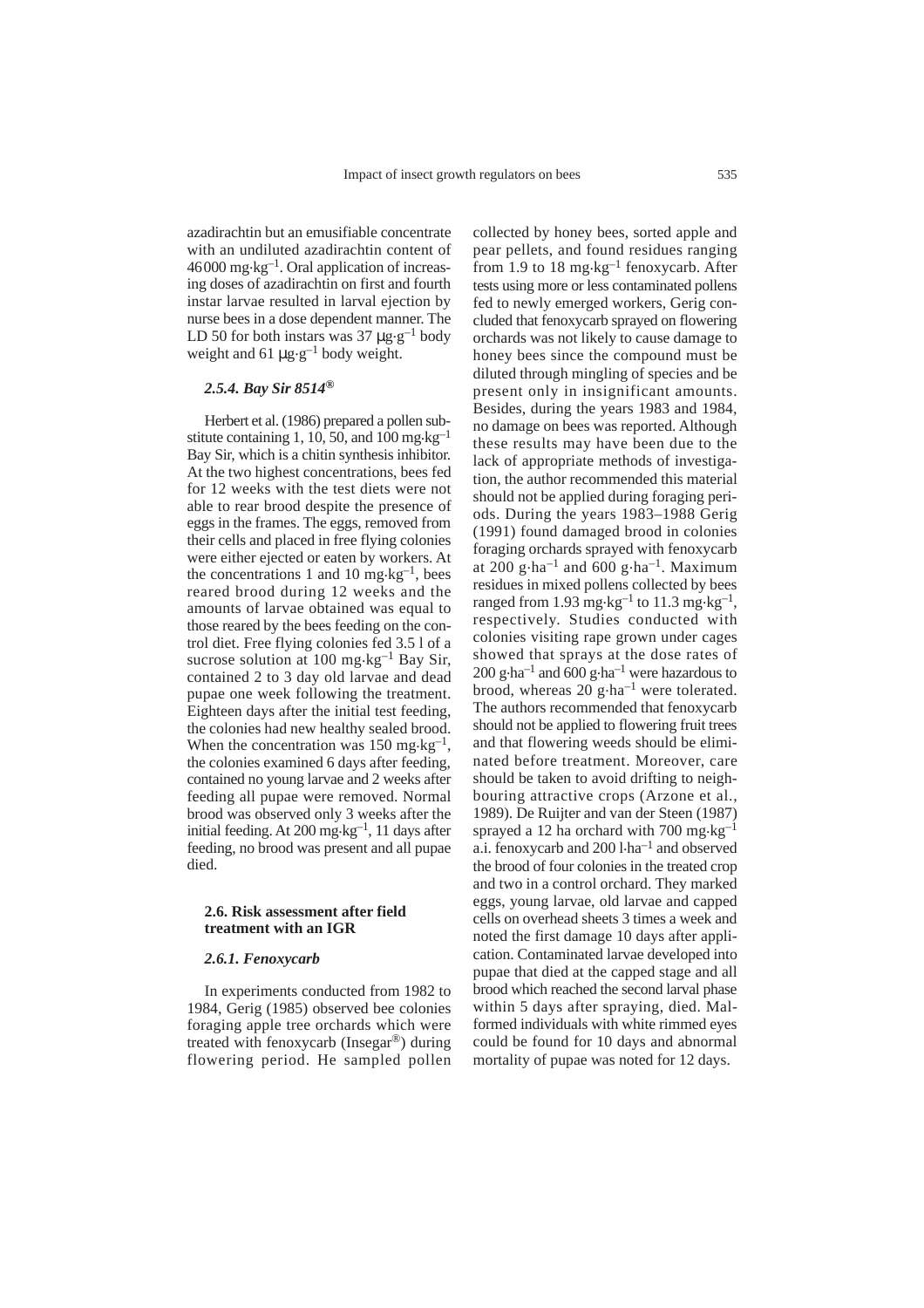azadirachtin but an emusifiable concentrate with an undiluted azadirachtin content of 46 000 mg·kg$^{-1}$. Oral application of increasing doses of azadirachtin on first and fourth instar larvae resulted in larval ejection by nurse bees in a dose dependent manner. The LD 50 for both instars was 37 μg·g$^{-1}$ body weight and 61 μg·g$^{-1}$ body weight.

#### *2.5.4. Bay Sir 8514®*

Herbert et al. (1986) prepared a pollen substitute containing 1, 10, 50, and 100 mg·kg$^{-1}$ Bay Sir, which is a chitin synthesis inhibitor. At the two highest concentrations, bees fed for 12 weeks with the test diets were not able to rear brood despite the presence of eggs in the frames. The eggs, removed from their cells and placed in free flying colonies were either ejected or eaten by workers. At the concentrations 1 and 10 mg·kg$^{-1}$, bees reared brood during 12 weeks and the amounts of larvae obtained was equal to those reared by the bees feeding on the control diet. Free flying colonies fed 3.5 l of a sucrose solution at 100 mg·kg$^{-1}$ Bay Sir, contained 2 to 3 day old larvae and dead pupae one week following the treatment. Eighteen days after the initial test feeding, the colonies had new healthy sealed brood. When the concentration was 150 mg·kg$^{-1}$, the colonies examined 6 days after feeding, contained no young larvae and 2 weeks after feeding all pupae were removed. Normal brood was observed only 3 weeks after the initial feeding. At 200 mg·kg$^{-1}$, 11 days after feeding, no brood was present and all pupae died.

### 2.6. Risk assessment after field treatment with an IGR

#### *2.6.1. Fenoxycarb*

In experiments conducted from 1982 to 1984, Gerig (1985) observed bee colonies foraging apple tree orchards which were treated with fenoxycarb (Insegar®) during flowering period. He sampled pollen collected by honey bees, sorted apple and pear pellets, and found residues ranging from 1.9 to 18 mg·kg$^{-1}$ fenoxycarb. After tests using more or less contaminated pollens fed to newly emerged workers, Gerig concluded that fenoxycarb sprayed on flowering orchards was not likely to cause damage to honey bees since the compound must be diluted through mingling of species and be present only in insignificant amounts. Besides, during the years 1983 and 1984, no damage on bees was reported. Although these results may have been due to the lack of appropriate methods of investigation, the author recommended this material should not be applied during foraging periods. During the years 1983–1988 Gerig (1991) found damaged brood in colonies foraging orchards sprayed with fenoxycarb at 200 g·ha$^{-1}$ and 600 g·ha$^{-1}$. Maximum residues in mixed pollens collected by bees ranged from 1.93 mg·kg$^{-1}$ to 11.3 mg·kg$^{-1}$, respectively. Studies conducted with colonies visiting rape grown under cages showed that sprays at the dose rates of 200 g·ha$^{-1}$ and 600 g·ha$^{-1}$ were hazardous to brood, whereas 20 g·ha$^{-1}$ were tolerated. The authors recommended that fenoxycarb should not be applied to flowering fruit trees and that flowering weeds should be eliminated before treatment. Moreover, care should be taken to avoid drifting to neighbouring attractive crops (Arzone et al., 1989). De Ruijter and van der Steen (1987) sprayed a 12 ha orchard with 700 mg·kg$^{-1}$ a.i. fenoxycarb and 200 l·ha$^{-1}$ and observed the brood of four colonies in the treated crop and two in a control orchard. They marked eggs, young larvae, old larvae and capped cells on overhead sheets 3 times a week and noted the first damage 10 days after application. Contaminated larvae developed into pupae that died at the capped stage and all brood which reached the second larval phase within 5 days after spraying, died. Malformed individuals with white rimmed eyes could be found for 10 days and abnormal mortality of pupae was noted for 12 days.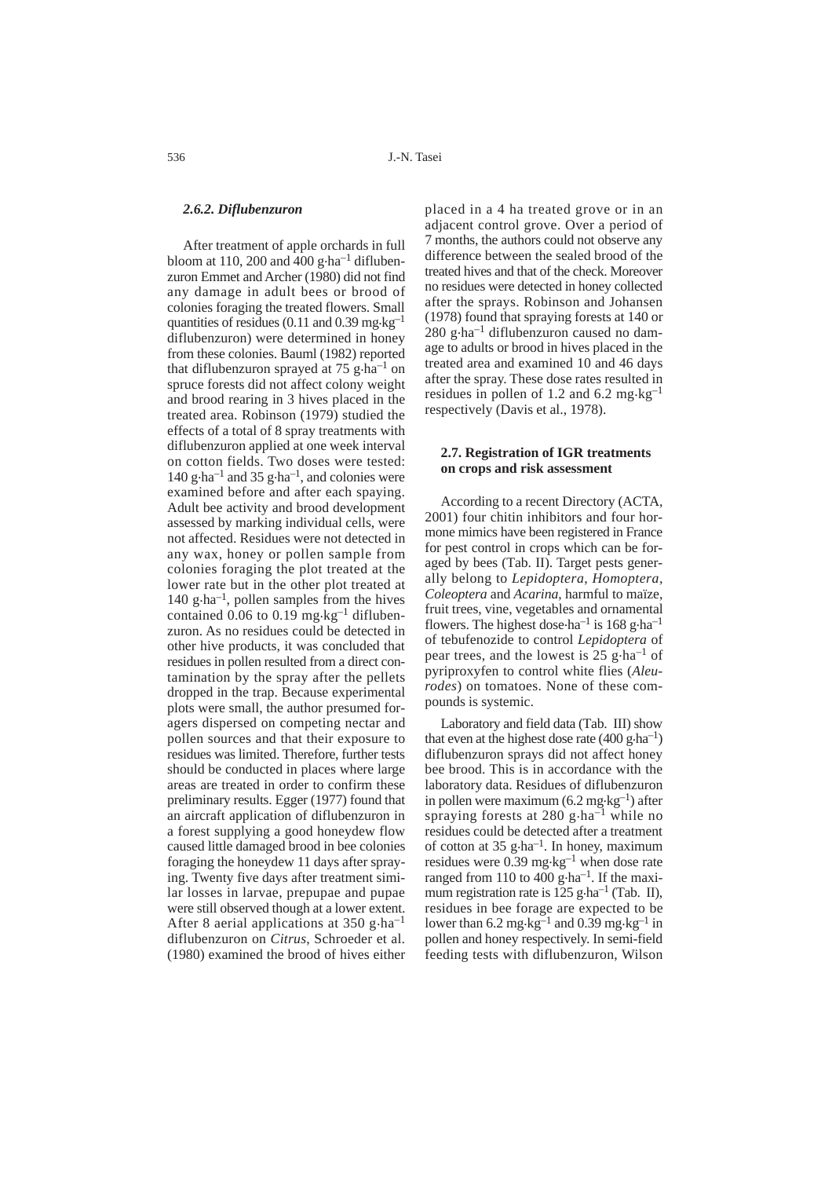#### *2.6.2. Diflubenzuron*

After treatment of apple orchards in full bloom at 110, 200 and 400 $g \cdot ha^{-1}$ diflubenzuron Emmet and Archer (1980) did not find any damage in adult bees or brood of colonies foraging the treated flowers. Small quantities of residues (0.11 and 0.39 $mg \cdot kg^{-1}$ diflubenzuron) were determined in honey from these colonies. Bauml (1982) reported that diflubenzuron sprayed at 75 $g \cdot ha^{-1}$ on spruce forests did not affect colony weight and brood rearing in 3 hives placed in the treated area. Robinson (1979) studied the effects of a total of 8 spray treatments with diflubenzuron applied at one week interval on cotton fields. Two doses were tested: 140 $g \cdot ha^{-1}$ and 35 $g \cdot ha^{-1}$, and colonies were examined before and after each spaying. Adult bee activity and brood development assessed by marking individual cells, were not affected. Residues were not detected in any wax, honey or pollen sample from colonies foraging the plot treated at the lower rate but in the other plot treated at 140 $g \cdot ha^{-1}$, pollen samples from the hives contained 0.06 to 0.19 $mg \cdot kg^{-1}$ diflubenzuron. As no residues could be detected in other hive products, it was concluded that residues in pollen resulted from a direct contamination by the spray after the pellets dropped in the trap. Because experimental plots were small, the author presumed foragers dispersed on competing nectar and pollen sources and that their exposure to residues was limited. Therefore, further tests should be conducted in places where large areas are treated in order to confirm these preliminary results. Egger (1977) found that an aircraft application of diflubenzuron in a forest supplying a good honeydew flow caused little damaged brood in bee colonies foraging the honeydew 11 days after spraying. Twenty five days after treatment similar losses in larvae, prepupae and pupae were still observed though at a lower extent. After 8 aerial applications at 350 $g \cdot ha^{-1}$ diflubenzuron on *Citrus*, Schroeder et al. (1980) examined the brood of hives either placed in a 4 ha treated grove or in an adjacent control grove. Over a period of 7 months, the authors could not observe any difference between the sealed brood of the treated hives and that of the check. Moreover no residues were detected in honey collected after the sprays. Robinson and Johansen (1978) found that spraying forests at 140 or 280 $g \cdot ha^{-1}$ diflubenzuron caused no damage to adults or brood in hives placed in the treated area and examined 10 and 46 days after the spray. These dose rates resulted in residues in pollen of 1.2 and 6.2 $mg \cdot kg^{-1}$ respectively (Davis et al., 1978).

### 2.7. Registration of IGR treatments on crops and risk assessment

According to a recent Directory (ACTA, 2001) four chitin inhibitors and four hormone mimics have been registered in France for pest control in crops which can be foraged by bees (Tab. II). Target pests generally belong to *Lepidoptera*, *Homoptera*, *Coleoptera* and *Acarina*, harmful to maïze, fruit trees, vine, vegetables and ornamental flowers. The highest $dose \cdot ha^{-1}$ is 168 $g \cdot ha^{-1}$ of tebufenozide to control *Lepidoptera* of pear trees, and the lowest is 25 $g \cdot ha^{-1}$ of pyriproxyfen to control white flies (*Aleurodes*) on tomatoes. None of these compounds is systemic.

Laboratory and field data (Tab. III) show that even at the highest dose rate (400 $g \cdot ha^{-1}$) diflubenzuron sprays did not affect honey bee brood. This is in accordance with the laboratory data. Residues of diflubenzuron in pollen were maximum (6.2 $mg \cdot kg^{-1}$) after spraying forests at 280 $g \cdot ha^{-1}$ while no residues could be detected after a treatment of cotton at 35 $g \cdot ha^{-1}$. In honey, maximum residues were 0.39 $mg \cdot kg^{-1}$ when dose rate ranged from 110 to 400 $g \cdot ha^{-1}$. If the maximum registration rate is 125 $g \cdot ha^{-1}$ (Tab. II), residues in bee forage are expected to be lower than 6.2 $mg \cdot kg^{-1}$ and 0.39 $mg \cdot kg^{-1}$ in pollen and honey respectively. In semi-field feeding tests with diflubenzuron, Wilson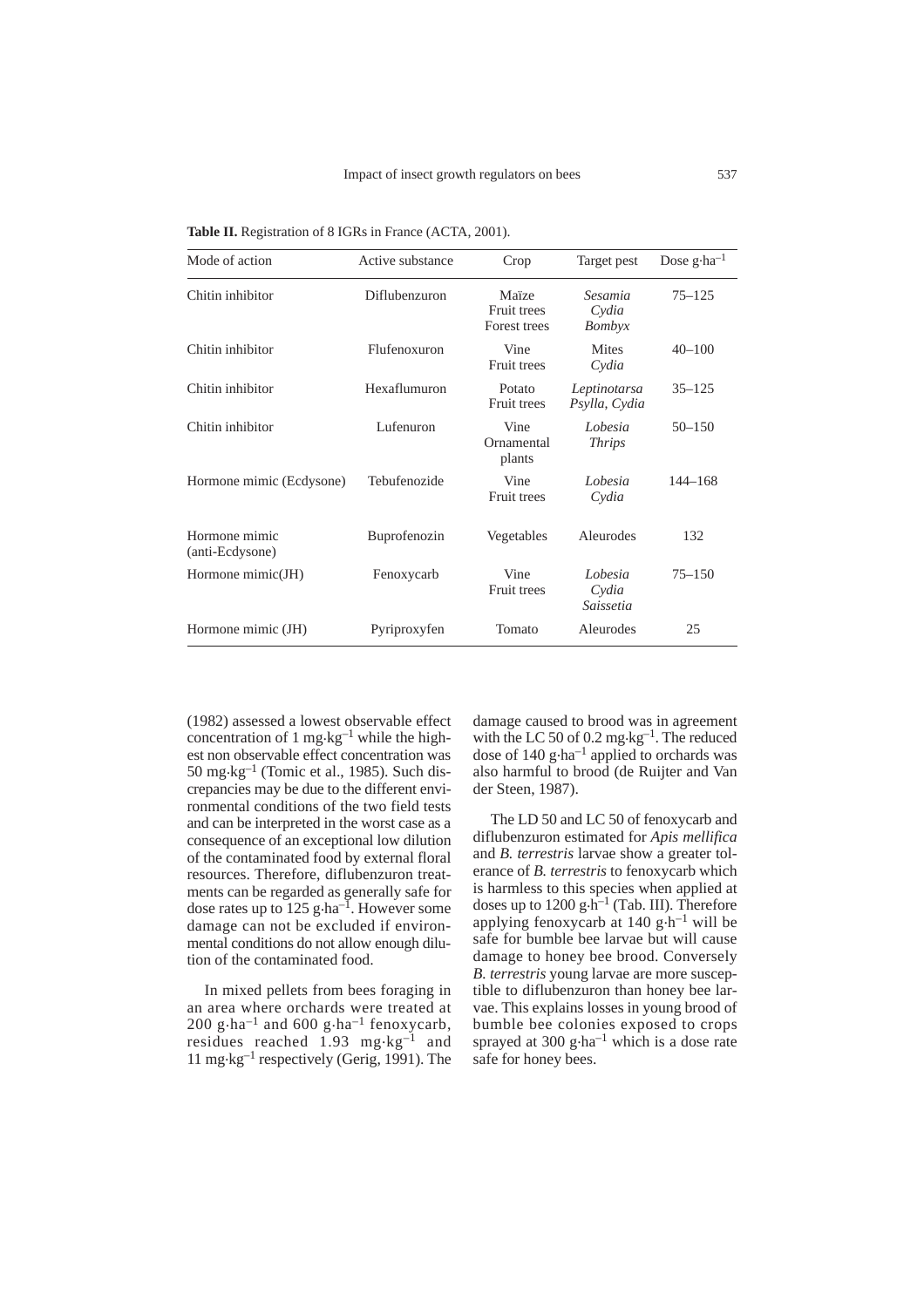**Table II.** Registration of 8 IGRs in France (ACTA, 2001).

| Mode of action | Active substance | Crop | Target pest | Dose $g \cdot ha^{-1}$ |
|---|---|---|---|---|
| Chitin inhibitor | Diflubenzuron | Maïze<br>Fruit trees<br>Forest trees | *Sesamia*<br>*Cydia*<br>*Bombyx* | 75–125 |
| Chitin inhibitor | Flufenoxuron | Vine<br>Fruit trees | Mites<br>*Cydia* | 40–100 |
| Chitin inhibitor | Hexaflumuron | Potato<br>Fruit trees | *Leptinotarsa*<br>*Psylla, Cydia* | 35–125 |
| Chitin inhibitor | Lufenuron | Vine<br>Ornamental plants | *Lobesia*<br>*Thrips* | 50–150 |
| Hormone mimic (Ecdysone) | Tebufenozide | Vine<br>Fruit trees | *Lobesia*<br>*Cydia* | 144–168 |
| Hormone mimic (anti-Ecdysone) | Buprofenozin | Vegetables | Aleurodes | 132 |
| Hormone mimic(JH) | Fenoxycarb | Vine<br>Fruit trees | *Lobesia*<br>*Cydia*<br>*Saissetia* | 75–150 |
| Hormone mimic (JH) | Pyriproxyfen | Tomato | Aleurodes | 25 |

(1982) assessed a lowest observable effect concentration of 1 $mg \cdot kg^{-1}$ while the highest non observable effect concentration was 50 $mg \cdot kg^{-1}$ (Tomic et al., 1985). Such discrepancies may be due to the different environmental conditions of the two field tests and can be interpreted in the worst case as a consequence of an exceptional low dilution of the contaminated food by external floral resources. Therefore, diflubenzuron treatments can be regarded as generally safe for dose rates up to 125 $g \cdot ha^{-1}$. However some damage can not be excluded if environmental conditions do not allow enough dilution of the contaminated food.

In mixed pellets from bees foraging in an area where orchards were treated at 200 $g \cdot ha^{-1}$ and 600 $g \cdot ha^{-1}$ fenoxycarb, residues reached 1.93 $mg \cdot kg^{-1}$ and 11 $mg \cdot kg^{-1}$ respectively (Gerig, 1991). The damage caused to brood was in agreement with the LC 50 of 0.2 $mg \cdot kg^{-1}$. The reduced dose of 140 $g \cdot ha^{-1}$ applied to orchards was also harmful to brood (de Ruijter and Van der Steen, 1987).

The LD 50 and LC 50 of fenoxycarb and diflubenzuron estimated for *Apis mellifica* and *B. terrestris* larvae show a greater tolerance of *B. terrestris* to fenoxycarb which is harmless to this species when applied at doses up to 1200 $g \cdot h^{-1}$ (Tab. III). Therefore applying fenoxycarb at 140 $g \cdot h^{-1}$ will be safe for bumble bee larvae but will cause damage to honey bee brood. Conversely *B. terrestris* young larvae are more susceptible to diflubenzuron than honey bee larvae. This explains losses in young brood of bumble bee colonies exposed to crops sprayed at 300 $g \cdot ha^{-1}$ which is a dose rate safe for honey bees.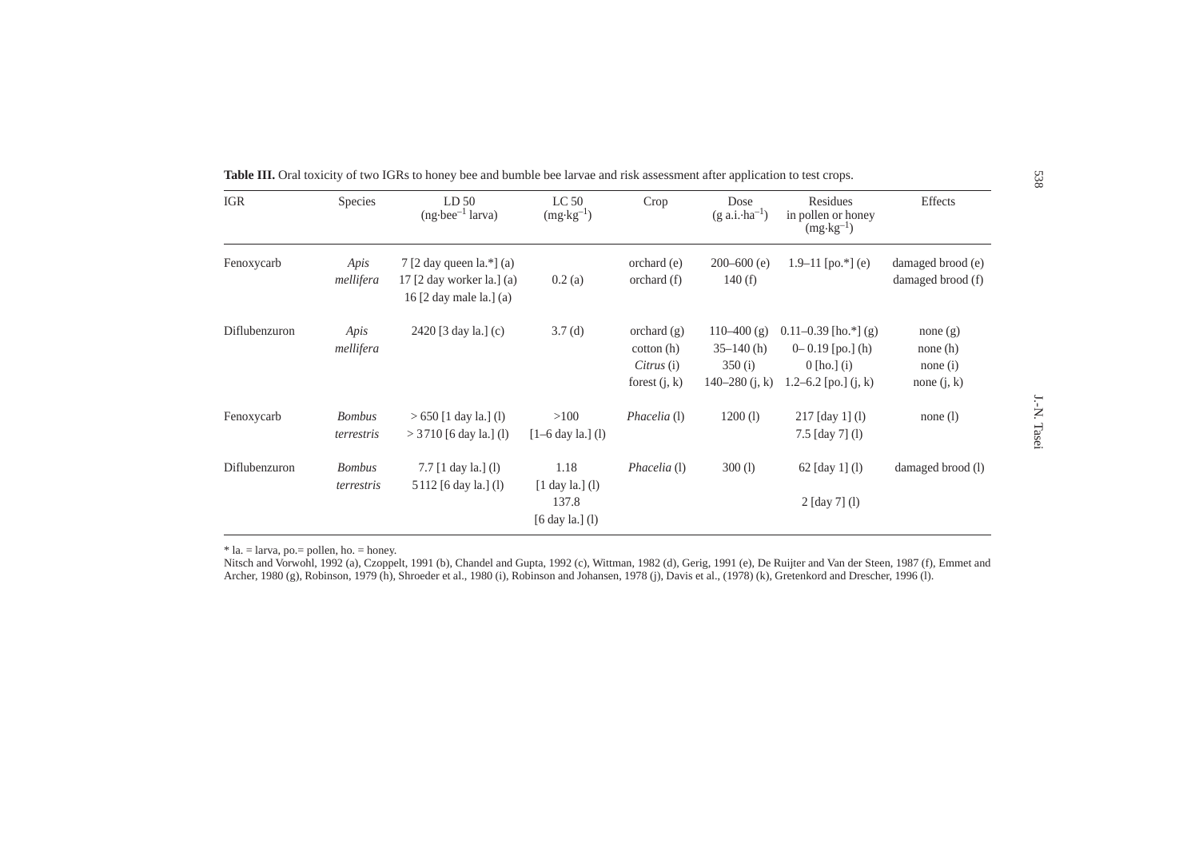**Table III.** Oral toxicity of two IGRs to honey bee and bumble bee larvae and risk assessment after application to test crops.

| IGR | Species | LD 50 (ng·bee$^{-1}$ larva) | LC 50 (mg·kg$^{-1}$) | Crop | Dose (g a.i.·ha$^{-1}$) | Residues in pollen or honey (mg·kg$^{-1}$) | Effects |
|---|---|---|---|---|---|---|---|
| Fenoxycarb | *Apis mellifera* | 7 [2 day queen la.*] (a) | | orchard (e) | 200–600 (e) | 1.9–11 [po.*] (e) | damaged brood (e) |
| | | 17 [2 day worker la.] (a) | 0.2 (a) | orchard (f) | 140 (f) | | damaged brood (f) |
| | | 16 [2 day male la.] (a) | | | | | |
| Diflubenzuron | *Apis mellifera* | 2420 [3 day la.] (c) | 3.7 (d) | orchard (g) | 110–400 (g) | 0.11–0.39 [ho.*] (g) | none (g) |
| | | | | cotton (h) | 35–140 (h) | 0– 0.19 [po.] (h) | none (h) |
| | | | | *Citrus* (i) | 350 (i) | 0 [ho.] (i) | none (i) |
| | | | | forest (j, k) | 140–280 (j, k) | 1.2–6.2 [po.] (j, k) | none (j, k) |
| Fenoxycarb | *Bombus terrestris* | > 650 [1 day la.] (l) | >100 [1–6 day la.] (l) | *Phacelia* (l) | 1200 (l) | 217 [day 1] (l) | none (l) |
| | | > 3710 [6 day la.] (l) | | | | 7.5 [day 7] (l) | |
| Diflubenzuron | *Bombus terrestris* | 7.7 [1 day la.] (l) | 1.18 [1 day la.] (l) | *Phacelia* (l) | 300 (l) | 62 [day 1] (l) | damaged brood (l) |
| | | 5112 [6 day la.] (l) | 137.8 [6 day la.] (l) | | | 2 [day 7] (l) | |

* la. = larva, po.= pollen, ho. = honey.

Nitsch and Vorwohl, 1992 (a), Czoppelt, 1991 (b), Chandel and Gupta, 1992 (c), Wittman, 1982 (d), Gerig, 1991 (e), De Ruijter and Van der Steen, 1987 (f), Emmet and Archer, 1980 (g), Robinson, 1979 (h), Shroeder et al., 1980 (i), Robinson and Johansen, 1978 (j), Davis et al., (1978) (k), Gretenkord and Drescher, 1996 (l).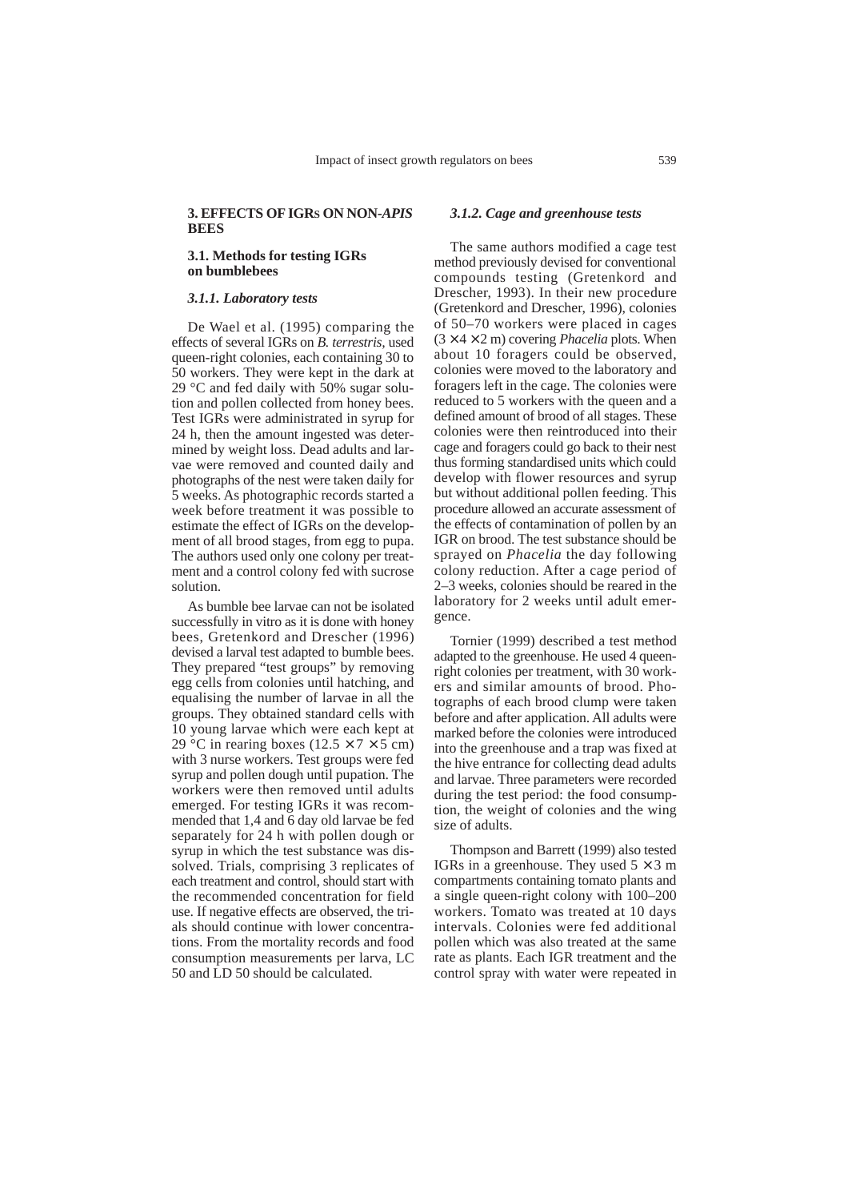## 3. EFFECTS OF IGRs ON NON-*APIS* BEES

### 3.1. Methods for testing IGRs on bumblebees

#### *3.1.1. Laboratory tests*

De Wael et al. (1995) comparing the effects of several IGRs on *B. terrestris*, used queen-right colonies, each containing 30 to 50 workers. They were kept in the dark at 29 °C and fed daily with 50% sugar solution and pollen collected from honey bees. Test IGRs were administrated in syrup for 24 h, then the amount ingested was determined by weight loss. Dead adults and larvae were removed and counted daily and photographs of the nest were taken daily for 5 weeks. As photographic records started a week before treatment it was possible to estimate the effect of IGRs on the development of all brood stages, from egg to pupa. The authors used only one colony per treatment and a control colony fed with sucrose solution.

As bumble bee larvae can not be isolated successfully in vitro as it is done with honey bees, Gretenkord and Drescher (1996) devised a larval test adapted to bumble bees. They prepared "test groups" by removing egg cells from colonies until hatching, and equalising the number of larvae in all the groups. They obtained standard cells with 10 young larvae which were each kept at 29 °C in rearing boxes (12.5 × 7 × 5 cm) with 3 nurse workers. Test groups were fed syrup and pollen dough until pupation. The workers were then removed until adults emerged. For testing IGRs it was recommended that 1,4 and 6 day old larvae be fed separately for 24 h with pollen dough or syrup in which the test substance was dissolved. Trials, comprising 3 replicates of each treatment and control, should start with the recommended concentration for field use. If negative effects are observed, the trials should continue with lower concentrations. From the mortality records and food consumption measurements per larva, LC 50 and LD 50 should be calculated.

#### *3.1.2. Cage and greenhouse tests*

The same authors modified a cage test method previously devised for conventional compounds testing (Gretenkord and Drescher, 1993). In their new procedure (Gretenkord and Drescher, 1996), colonies of 50–70 workers were placed in cages (3 × 4 × 2 m) covering *Phacelia* plots. When about 10 foragers could be observed, colonies were moved to the laboratory and foragers left in the cage. The colonies were reduced to 5 workers with the queen and a defined amount of brood of all stages. These colonies were then reintroduced into their cage and foragers could go back to their nest thus forming standardised units which could develop with flower resources and syrup but without additional pollen feeding. This procedure allowed an accurate assessment of the effects of contamination of pollen by an IGR on brood. The test substance should be sprayed on *Phacelia* the day following colony reduction. After a cage period of 2–3 weeks, colonies should be reared in the laboratory for 2 weeks until adult emergence.

Tornier (1999) described a test method adapted to the greenhouse. He used 4 queen-right colonies per treatment, with 30 workers and similar amounts of brood. Photographs of each brood clump were taken before and after application. All adults were marked before the colonies were introduced into the greenhouse and a trap was fixed at the hive entrance for collecting dead adults and larvae. Three parameters were recorded during the test period: the food consumption, the weight of colonies and the wing size of adults.

Thompson and Barrett (1999) also tested IGRs in a greenhouse. They used 5 × 3 m compartments containing tomato plants and a single queen-right colony with 100–200 workers. Tomato was treated at 10 days intervals. Colonies were fed additional pollen which was also treated at the same rate as plants. Each IGR treatment and the control spray with water were repeated in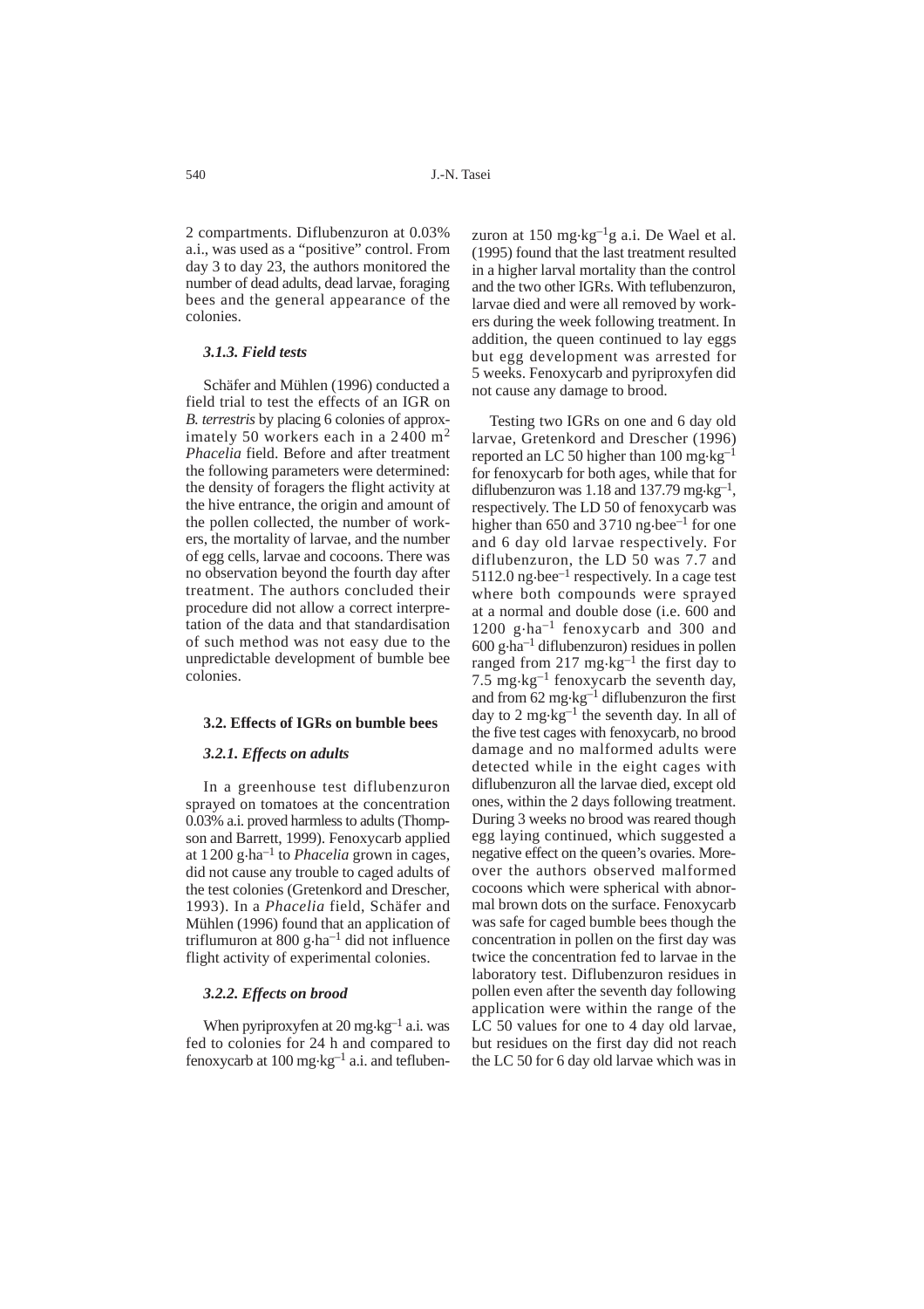2 compartments. Diflubenzuron at 0.03% a.i., was used as a "positive" control. From day 3 to day 23, the authors monitored the number of dead adults, dead larvae, foraging bees and the general appearance of the colonies.

#### 3.1.3. Field tests

Schäfer and Mühlen (1996) conducted a field trial to test the effects of an IGR on *B. terrestris* by placing 6 colonies of approximately 50 workers each in a 2400 $m^2$ *Phacelia* field. Before and after treatment the following parameters were determined: the density of foragers the flight activity at the hive entrance, the origin and amount of the pollen collected, the number of workers, the mortality of larvae, and the number of egg cells, larvae and cocoons. There was no observation beyond the fourth day after treatment. The authors concluded their procedure did not allow a correct interpretation of the data and that standardisation of such method was not easy due to the unpredictable development of bumble bee colonies.

### 3.2. Effects of IGRs on bumble bees

#### 3.2.1. Effects on adults

In a greenhouse test diflubenzuron sprayed on tomatoes at the concentration 0.03% a.i. proved harmless to adults (Thompson and Barrett, 1999). Fenoxycarb applied at 1200 $g{\cdot}ha^{-1}$ to *Phacelia* grown in cages, did not cause any trouble to caged adults of the test colonies (Gretenkord and Drescher, 1993). In a *Phacelia* field, Schäfer and Mühlen (1996) found that an application of triflumuron at 800 $g{\cdot}ha^{-1}$ did not influence flight activity of experimental colonies.

#### 3.2.2. Effects on brood

When pyriproxyfen at 20 $mg{\cdot}kg^{-1}$ a.i. was fed to colonies for 24 h and compared to fenoxycarb at 100 $mg{\cdot}kg^{-1}$ a.i. and teflubenzuron at 150 $mg{\cdot}kg^{-1}$g a.i. De Wael et al. (1995) found that the last treatment resulted in a higher larval mortality than the control and the two other IGRs. With teflubenzuron, larvae died and were all removed by workers during the week following treatment. In addition, the queen continued to lay eggs but egg development was arrested for 5 weeks. Fenoxycarb and pyriproxyfen did not cause any damage to brood.

Testing two IGRs on one and 6 day old larvae, Gretenkord and Drescher (1996) reported an LC 50 higher than 100 $mg{\cdot}kg^{-1}$ for fenoxycarb for both ages, while that for diflubenzuron was 1.18 and 137.79 $mg{\cdot}kg^{-1}$, respectively. The LD 50 of fenoxycarb was higher than 650 and 3710 $ng{\cdot}bee^{-1}$ for one and 6 day old larvae respectively. For diflubenzuron, the LD 50 was 7.7 and 5112.0 $ng{\cdot}bee^{-1}$ respectively. In a cage test where both compounds were sprayed at a normal and double dose (i.e. 600 and 1200 $g{\cdot}ha^{-1}$ fenoxycarb and 300 and 600 $g{\cdot}ha^{-1}$ diflubenzuron) residues in pollen ranged from 217 $mg{\cdot}kg^{-1}$ the first day to 7.5 $mg{\cdot}kg^{-1}$ fenoxycarb the seventh day, and from 62 $mg{\cdot}kg^{-1}$ diflubenzuron the first day to 2 $mg{\cdot}kg^{-1}$ the seventh day. In all of the five test cages with fenoxycarb, no brood damage and no malformed adults were detected while in the eight cages with diflubenzuron all the larvae died, except old ones, within the 2 days following treatment. During 3 weeks no brood was reared though egg laying continued, which suggested a negative effect on the queen's ovaries. Moreover the authors observed malformed cocoons which were spherical with abnormal brown dots on the surface. Fenoxycarb was safe for caged bumble bees though the concentration in pollen on the first day was twice the concentration fed to larvae in the laboratory test. Diflubenzuron residues in pollen even after the seventh day following application were within the range of the LC 50 values for one to 4 day old larvae, but residues on the first day did not reach the LC 50 for 6 day old larvae which was in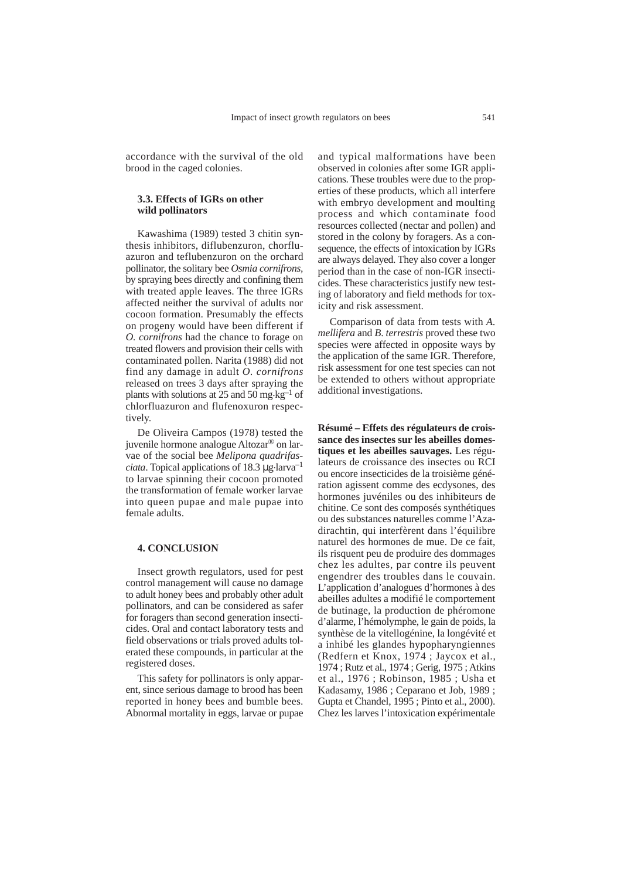accordance with the survival of the old brood in the caged colonies.

### 3.3. Effects of IGRs on other wild pollinators

Kawashima (1989) tested 3 chitin synthesis inhibitors, diflubenzuron, chorfluazuron and teflubenzuron on the orchard pollinator, the solitary bee *Osmia cornifrons*, by spraying bees directly and confining them with treated apple leaves. The three IGRs affected neither the survival of adults nor cocoon formation. Presumably the effects on progeny would have been different if *O. cornifrons* had the chance to forage on treated flowers and provision their cells with contaminated pollen. Narita (1988) did not find any damage in adult *O. cornifrons* released on trees 3 days after spraying the plants with solutions at 25 and 50 mg·kg$^{-1}$ of chlorfluazuron and flufenoxuron respectively.

De Oliveira Campos (1978) tested the juvenile hormone analogue Altozar® on larvae of the social bee *Melipona quadrifasciata*. Topical applications of 18.3 μg·larva$^{-1}$ to larvae spinning their cocoon promoted the transformation of female worker larvae into queen pupae and male pupae into female adults.

## 4. CONCLUSION

Insect growth regulators, used for pest control management will cause no damage to adult honey bees and probably other adult pollinators, and can be considered as safer for foragers than second generation insecticides. Oral and contact laboratory tests and field observations or trials proved adults tolerated these compounds, in particular at the registered doses.

This safety for pollinators is only apparent, since serious damage to brood has been reported in honey bees and bumble bees. Abnormal mortality in eggs, larvae or pupae and typical malformations have been observed in colonies after some IGR applications. These troubles were due to the properties of these products, which all interfere with embryo development and moulting process and which contaminate food resources collected (nectar and pollen) and stored in the colony by foragers. As a consequence, the effects of intoxication by IGRs are always delayed. They also cover a longer period than in the case of non-IGR insecticides. These characteristics justify new testing of laboratory and field methods for toxicity and risk assessment.

Comparison of data from tests with *A. mellifera* and *B. terrestris* proved these two species were affected in opposite ways by the application of the same IGR. Therefore, risk assessment for one test species can not be extended to others without appropriate additional investigations.

**Résumé – Effets des régulateurs de croissance des insectes sur les abeilles domestiques et les abeilles sauvages.** Les régulateurs de croissance des insectes ou RCI ou encore insecticides de la troisième génération agissent comme des ecdysones, des hormones juvéniles ou des inhibiteurs de chitine. Ce sont des composés synthétiques ou des substances naturelles comme l'Azadirachtin, qui interfèrent dans l'équilibre naturel des hormones de mue. De ce fait, ils risquent peu de produire des dommages chez les adultes, par contre ils peuvent engendrer des troubles dans le couvain. L'application d'analogues d'hormones à des abeilles adultes a modifié le comportement de butinage, la production de phéromone d'alarme, l'hémolymphe, le gain de poids, la synthèse de la vitellogénine, la longévité et a inhibé les glandes hypopharyngiennes (Redfern et Knox, 1974 ; Jaycox et al., 1974 ; Rutz et al., 1974 ; Gerig, 1975 ; Atkins et al., 1976 ; Robinson, 1985 ; Usha et Kadasamy, 1986 ; Ceparano et Job, 1989 ; Gupta et Chandel, 1995 ; Pinto et al., 2000). Chez les larves l'intoxication expérimentale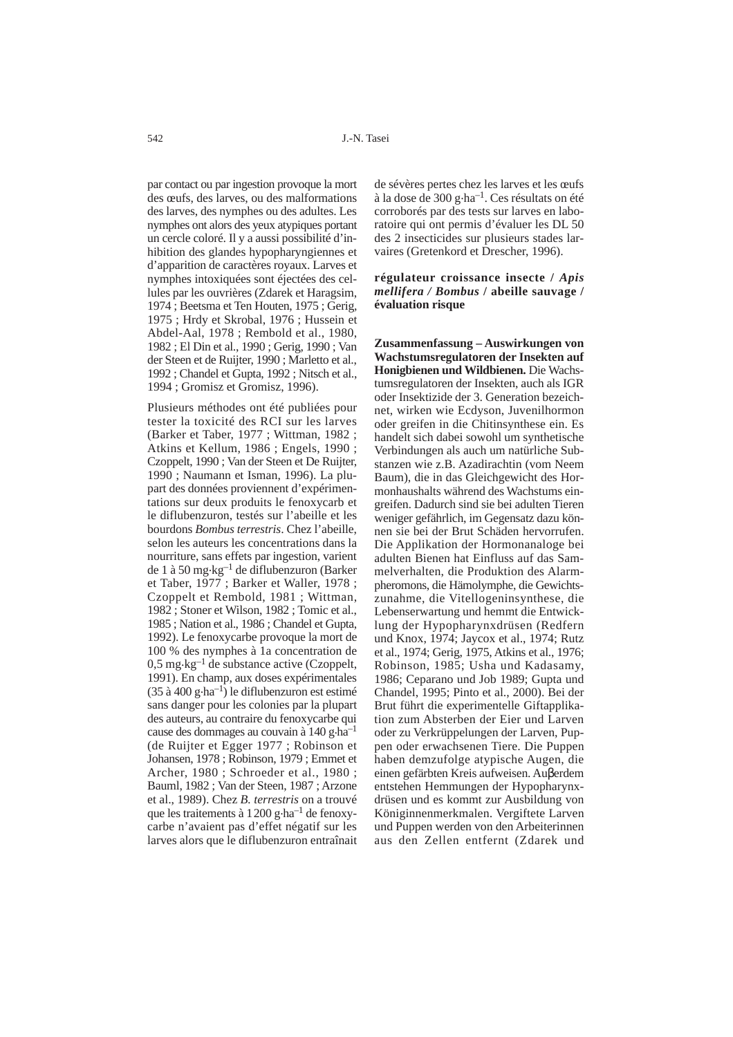par contact ou par ingestion provoque la mort des œufs, des larves, ou des malformations des larves, des nymphes ou des adultes. Les nymphes ont alors des yeux atypiques portant un cercle coloré. Il y a aussi possibilité d'inhibition des glandes hypopharyngiennes et d'apparition de caractères royaux. Larves et nymphes intoxiquées sont éjectées des cellules par les ouvrières (Zdarek et Haragsim, 1974 ; Beetsma et Ten Houten, 1975 ; Gerig, 1975 ; Hrdy et Skrobal, 1976 ; Hussein et Abdel-Aal, 1978 ; Rembold et al., 1980, 1982 ; El Din et al., 1990 ; Gerig, 1990 ; Van der Steen et de Ruijter, 1990 ; Marletto et al., 1992 ; Chandel et Gupta, 1992 ; Nitsch et al., 1994 ; Gromisz et Gromisz, 1996).

Plusieurs méthodes ont été publiées pour tester la toxicité des RCI sur les larves (Barker et Taber, 1977 ; Wittman, 1982 ; Atkins et Kellum, 1986 ; Engels, 1990 ; Czoppelt, 1990 ; Van der Steen et De Ruijter, 1990 ; Naumann et Isman, 1996). La plupart des données proviennent d'expérimentations sur deux produits le fenoxycarb et le diflubenzuron, testés sur l'abeille et les bourdons *Bombus terrestris*. Chez l'abeille, selon les auteurs les concentrations dans la nourriture, sans effets par ingestion, varient de 1 à 50 $mg \cdot kg^{-1}$ de diflubenzuron (Barker et Taber, 1977 ; Barker et Waller, 1978 ; Czoppelt et Rembold, 1981 ; Wittman, 1982 ; Stoner et Wilson, 1982 ; Tomic et al., 1985 ; Nation et al., 1986 ; Chandel et Gupta, 1992). Le fenoxycarbe provoque la mort de 100 % des nymphes à 1a concentration de 0,5 $mg \cdot kg^{-1}$ de substance active (Czoppelt, 1991). En champ, aux doses expérimentales (35 à 400 $g \cdot ha^{-1}$) le diflubenzuron est estimé sans danger pour les colonies par la plupart des auteurs, au contraire du fenoxycarbe qui cause des dommages au couvain à 140 $g \cdot ha^{-1}$ (de Ruijter et Egger 1977 ; Robinson et Johansen, 1978 ; Robinson, 1979 ; Emmet et Archer, 1980 ; Schroeder et al., 1980 ; Bauml, 1982 ; Van der Steen, 1987 ; Arzone et al., 1989). Chez *B. terrestris* on a trouvé que les traitements à 1200 $g \cdot ha^{-1}$ de fenoxycarbe n'avaient pas d'effet négatif sur les larves alors que le diflubenzuron entraînait de sévères pertes chez les larves et les œufs à la dose de 300 $g \cdot ha^{-1}$. Ces résultats on été corroborés par des tests sur larves en laboratoire qui ont permis d'évaluer les DL 50 des 2 insecticides sur plusieurs stades larvaires (Gretenkord et Drescher, 1996).

**régulateur croissance insecte / *Apis mellifera / Bombus* / abeille sauvage / évaluation risque**

**Zusammenfassung – Auswirkungen von Wachstumsregulatoren der Insekten auf Honigbienen und Wildbienen.** Die Wachstumsregulatoren der Insekten, auch als IGR oder Insektizide der 3. Generation bezeichnet, wirken wie Ecdyson, Juvenilhormon oder greifen in die Chitinsynthese ein. Es handelt sich dabei sowohl um synthetische Verbindungen als auch um natürliche Substanzen wie z.B. Azadirachtin (vom Neem Baum), die in das Gleichgewicht des Hormonhaushalts während des Wachstums eingreifen. Dadurch sind sie bei adulten Tieren weniger gefährlich, im Gegensatz dazu können sie bei der Brut Schäden hervorrufen. Die Applikation der Hormonanaloge bei adulten Bienen hat Einfluss auf das Sammelverhalten, die Produktion des Alarmpheromons, die Hämolymphe, die Gewichtszunahme, die Vitellogeninsynthese, die Lebenserwartung und hemmt die Entwicklung der Hypopharynxdrüsen (Redfern und Knox, 1974; Jaycox et al., 1974; Rutz et al., 1974; Gerig, 1975, Atkins et al., 1976; Robinson, 1985; Usha und Kadasamy, 1986; Ceparano und Job 1989; Gupta und Chandel, 1995; Pinto et al., 2000). Bei der Brut führt die experimentelle Giftapplikation zum Absterben der Eier und Larven oder zu Verkrüppelungen der Larven, Puppen oder erwachsenen Tiere. Die Puppen haben demzufolge atypische Augen, die einen gefärbten Kreis aufweisen. Außerdem entstehen Hemmungen der Hypopharynxdrüsen und es kommt zur Ausbildung von Königinnenmerkmalen. Vergiftete Larven und Puppen werden von den Arbeiterinnen aus den Zellen entfernt (Zdarek und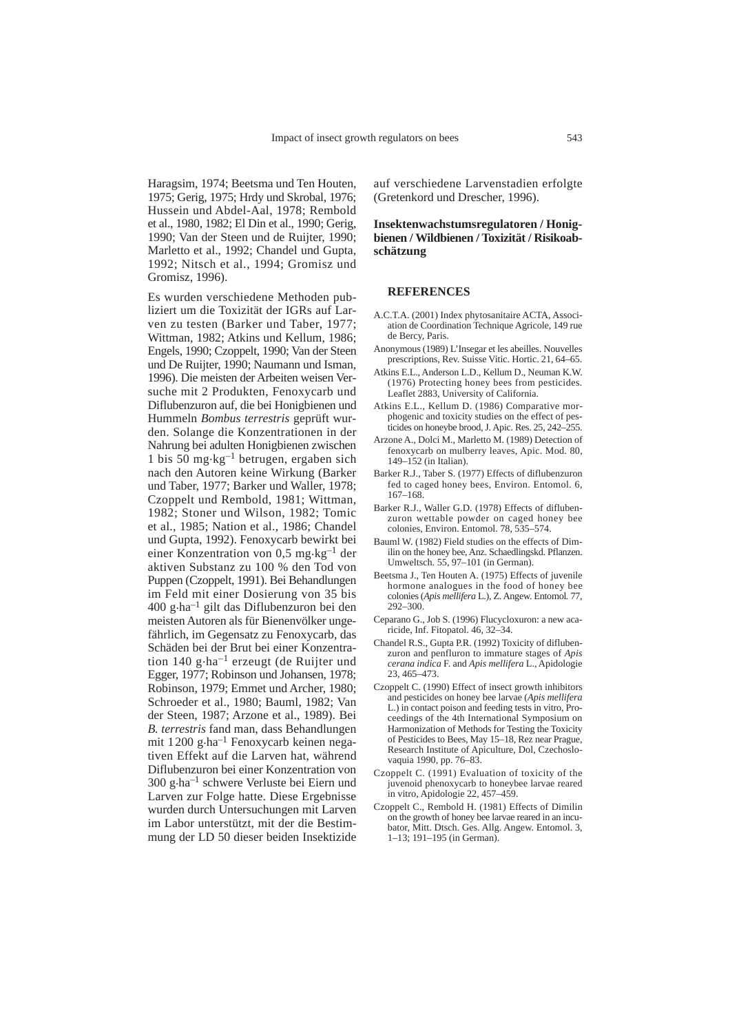Haragsim, 1974; Beetsma und Ten Houten, 1975; Gerig, 1975; Hrdy und Skrobal, 1976; Hussein und Abdel-Aal, 1978; Rembold et al., 1980, 1982; El Din et al., 1990; Gerig, 1990; Van der Steen und de Ruijter, 1990; Marletto et al., 1992; Chandel und Gupta, 1992; Nitsch et al., 1994; Gromisz und Gromisz, 1996).

Es wurden verschiedene Methoden publiziert um die Toxizität der IGRs auf Larven zu testen (Barker und Taber, 1977; Wittman, 1982; Atkins und Kellum, 1986; Engels, 1990; Czoppelt, 1990; Van der Steen und De Ruijter, 1990; Naumann und Isman, 1996). Die meisten der Arbeiten weisen Versuche mit 2 Produkten, Fenoxycarb und Diflubenzuron auf, die bei Honigbienen und Hummeln *Bombus terrestris* geprüft wurden. Solange die Konzentrationen in der Nahrung bei adulten Honigbienen zwischen 1 bis 50 $mg{\cdot}kg^{-1}$ betrugen, ergaben sich nach den Autoren keine Wirkung (Barker und Taber, 1977; Barker und Waller, 1978; Czoppelt und Rembold, 1981; Wittman, 1982; Stoner und Wilson, 1982; Tomic et al., 1985; Nation et al., 1986; Chandel und Gupta, 1992). Fenoxycarb bewirkt bei einer Konzentration von 0,5 $mg{\cdot}kg^{-1}$ der aktiven Substanz zu 100 % den Tod von Puppen (Czoppelt, 1991). Bei Behandlungen im Feld mit einer Dosierung von 35 bis 400 $g{\cdot}ha^{-1}$ gilt das Diflubenzuron bei den meisten Autoren als für Bienenvölker ungefährlich, im Gegensatz zu Fenoxycarb, das Schäden bei der Brut bei einer Konzentration 140 $g{\cdot}ha^{-1}$ erzeugt (de Ruijter und Egger, 1977; Robinson und Johansen, 1978; Robinson, 1979; Emmet und Archer, 1980; Schroeder et al., 1980; Bauml, 1982; Van der Steen, 1987; Arzone et al., 1989). Bei *B. terrestris* fand man, dass Behandlungen mit 1200 $g{\cdot}ha^{-1}$ Fenoxycarb keinen negativen Effekt auf die Larven hat, während Diflubenzuron bei einer Konzentration von 300 $g{\cdot}ha^{-1}$ schwere Verluste bei Eiern und Larven zur Folge hatte. Diese Ergebnisse wurden durch Untersuchungen mit Larven im Labor unterstützt, mit der die Bestimmung der LD 50 dieser beiden Insektizide auf verschiedene Larvenstadien erfolgte (Gretenkord und Drescher, 1996).

**Insektenwachstumsregulatoren / Honigbienen / Wildbienen / Toxizität / Risikoabschätzung**

## REFERENCES

A.C.T.A. (2001) Index phytosanitaire ACTA, Association de Coordination Technique Agricole, 149 rue de Bercy, Paris.

Anonymous (1989) L'Insegar et les abeilles. Nouvelles prescriptions, Rev. Suisse Vitic. Hortic. 21, 64–65.

Atkins E.L., Anderson L.D., Kellum D., Neuman K.W. (1976) Protecting honey bees from pesticides. Leaflet 2883, University of California.

Atkins E.L., Kellum D. (1986) Comparative morphogenic and toxicity studies on the effect of pesticides on honeybe brood, J. Apic. Res. 25, 242–255.

Arzone A., Dolci M., Marletto M. (1989) Detection of fenoxycarb on mulberry leaves, Apic. Mod. 80, 149–152 (in Italian).

Barker R.J., Taber S. (1977) Effects of diflubenzuron fed to caged honey bees, Environ. Entomol. 6, 167–168.

Barker R.J., Waller G.D. (1978) Effects of diflubenzuron wettable powder on caged honey bee colonies, Environ. Entomol. 78, 535–574.

Bauml W. (1982) Field studies on the effects of Dimilin on the honey bee, Anz. Schaedlingskd. Pflanzen. Umweltsch. 55, 97–101 (in German).

Beetsma J., Ten Houten A. (1975) Effects of juvenile hormone analogues in the food of honey bee colonies (*Apis mellifera* L.), Z. Angew. Entomol. 77, 292–300.

Ceparano G., Job S. (1996) Flucycloxuron: a new acaricide, Inf. Fitopatol. 46, 32–34.

Chandel R.S., Gupta P.R. (1992) Toxicity of diflubenzuron and penfluron to immature stages of *Apis cerana indica* F. and *Apis mellifera* L., Apidologie 23, 465–473.

Czoppelt C. (1990) Effect of insect growth inhibitors and pesticides on honey bee larvae (*Apis mellifera* L.) in contact poison and feeding tests in vitro, Proceedings of the 4th International Symposium on Harmonization of Methods for Testing the Toxicity of Pesticides to Bees, May 15–18, Rez near Prague, Research Institute of Apiculture, Dol, Czechoslovaquia 1990, pp. 76–83.

Czoppelt C. (1991) Evaluation of toxicity of the juvenoid phenoxycarb to honeybee larvae reared in vitro, Apidologie 22, 457–459.

Czoppelt C., Rembold H. (1981) Effects of Dimilin on the growth of honey bee larvae reared in an incubator, Mitt. Dtsch. Ges. Allg. Angew. Entomol. 3, 1–13; 191–195 (in German).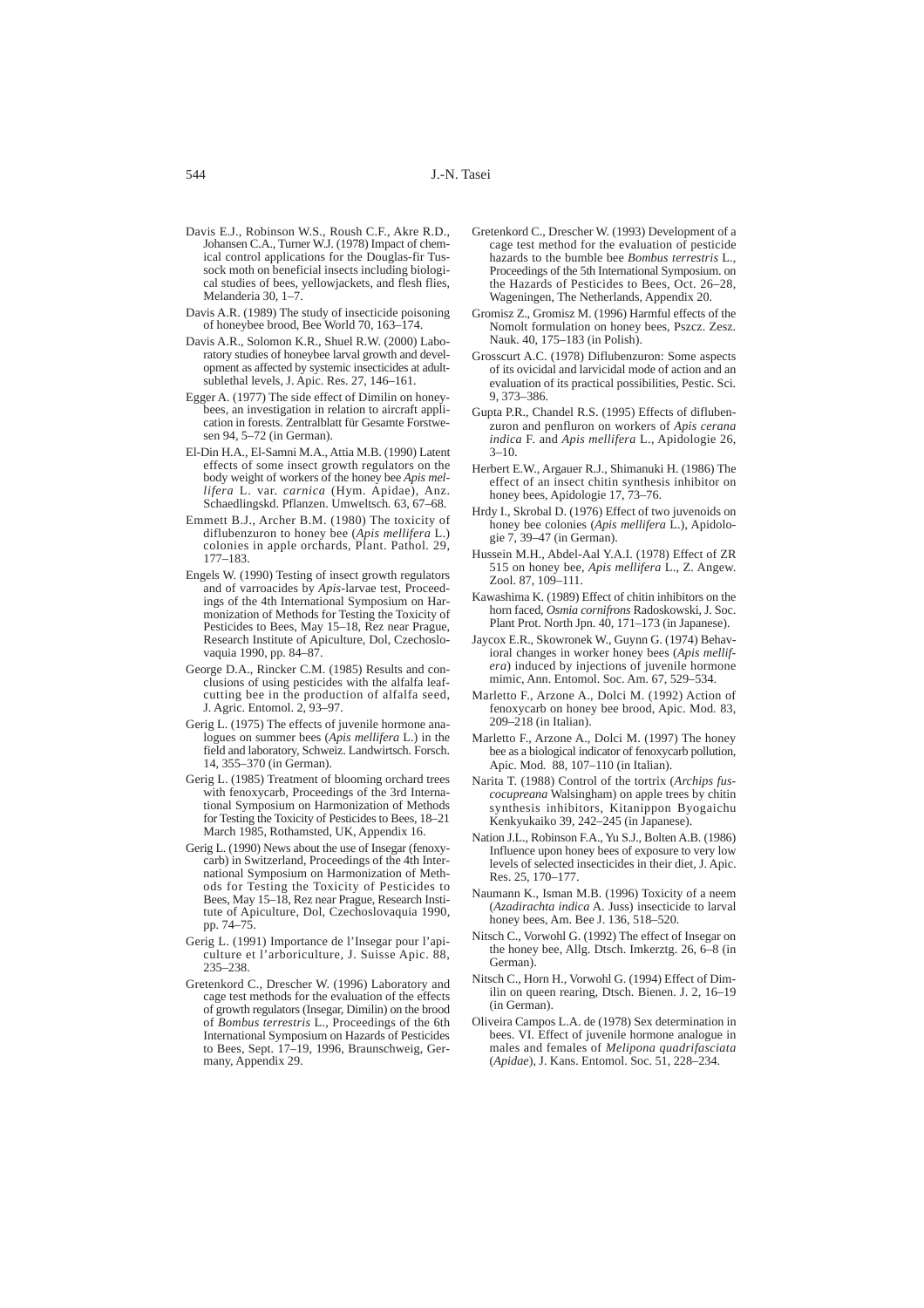Davis E.J., Robinson W.S., Roush C.F., Akre R.D., Johansen C.A., Turner W.J. (1978) Impact of chemical control applications for the Douglas-fir Tussock moth on beneficial insects including biological studies of bees, yellowjackets, and flesh flies, Melanderia 30, 1–7.

Davis A.R. (1989) The study of insecticide poisoning of honeybee brood, Bee World 70, 163–174.

Davis A.R., Solomon K.R., Shuel R.W. (2000) Laboratory studies of honeybee larval growth and development as affected by systemic insecticides at adult-sublethal levels, J. Apic. Res. 27, 146–161.

Egger A. (1977) The side effect of Dimilin on honeybees, an investigation in relation to aircraft application in forests. Zentralblatt für Gesamte Forstwesen 94, 5–72 (in German).

El-Din H.A., El-Samni M.A., Attia M.B. (1990) Latent effects of some insect growth regulators on the body weight of workers of the honey bee *Apis mellifera* L. var. *carnica* (Hym. Apidae), Anz. Schaedlingskd. Pflanzen. Umweltsch. 63, 67–68.

Emmett B.J., Archer B.M. (1980) The toxicity of diflubenzuron to honey bee (*Apis mellifera* L.) colonies in apple orchards, Plant. Pathol. 29, 177–183.

Engels W. (1990) Testing of insect growth regulators and of varroacides by *Apis*-larvae test, Proceedings of the 4th International Symposium on Harmonization of Methods for Testing the Toxicity of Pesticides to Bees, May 15–18, Rez near Prague, Research Institute of Apiculture, Dol, Czechoslovaquia 1990, pp. 84–87.

George D.A., Rincker C.M. (1985) Results and conclusions of using pesticides with the alfalfa leafcutting bee in the production of alfalfa seed, J. Agric. Entomol. 2, 93–97.

Gerig L. (1975) The effects of juvenile hormone analogues on summer bees (*Apis mellifera* L.) in the field and laboratory, Schweiz. Landwirtsch. Forsch. 14, 355–370 (in German).

Gerig L. (1985) Treatment of blooming orchard trees with fenoxycarb, Proceedings of the 3rd International Symposium on Harmonization of Methods for Testing the Toxicity of Pesticides to Bees, 18–21 March 1985, Rothamsted, UK, Appendix 16.

Gerig L. (1990) News about the use of Insegar (fenoxycarb) in Switzerland, Proceedings of the 4th International Symposium on Harmonization of Methods for Testing the Toxicity of Pesticides to Bees, May 15–18, Rez near Prague, Research Institute of Apiculture, Dol, Czechoslovaquia 1990, pp. 74–75.

Gerig L. (1991) Importance de l'Insegar pour l'apiculture et l'arboriculture, J. Suisse Apic. 88, 235–238.

Gretenkord C., Drescher W. (1996) Laboratory and cage test methods for the evaluation of the effects of growth regulators (Insegar, Dimilin) on the brood of *Bombus terrestris* L., Proceedings of the 6th International Symposium on Hazards of Pesticides to Bees, Sept. 17–19, 1996, Braunschweig, Germany, Appendix 29.

Gretenkord C., Drescher W. (1993) Development of a cage test method for the evaluation of pesticide hazards to the bumble bee *Bombus terrestris* L., Proceedings of the 5th International Symposium. on the Hazards of Pesticides to Bees, Oct. 26–28, Wageningen, The Netherlands, Appendix 20.

Gromisz Z., Gromisz M. (1996) Harmful effects of the Nomolt formulation on honey bees, Pszcz. Zesz. Nauk. 40, 175–183 (in Polish).

Grosscurt A.C. (1978) Diflubenzuron: Some aspects of its ovicidal and larvicidal mode of action and an evaluation of its practical possibilities, Pestic. Sci. 9, 373–386.

Gupta P.R., Chandel R.S. (1995) Effects of diflubenzuron and penfluron on workers of *Apis cerana indica* F. and *Apis mellifera* L., Apidologie 26, 3–10.

Herbert E.W., Argauer R.J., Shimanuki H. (1986) The effect of an insect chitin synthesis inhibitor on honey bees, Apidologie 17, 73–76.

Hrdy I., Skrobal D. (1976) Effect of two juvenoids on honey bee colonies (*Apis mellifera* L.), Apidologie 7, 39–47 (in German).

Hussein M.H., Abdel-Aal Y.A.I. (1978) Effect of ZR 515 on honey bee, *Apis mellifera* L., Z. Angew. Zool. 87, 109–111.

Kawashima K. (1989) Effect of chitin inhibitors on the horn faced, *Osmia cornifrons* Radoskowski, J. Soc. Plant Prot. North Jpn. 40, 171–173 (in Japanese).

Jaycox E.R., Skowronek W., Guynn G. (1974) Behavioral changes in worker honey bees (*Apis mellifera*) induced by injections of juvenile hormone mimic, Ann. Entomol. Soc. Am. 67, 529–534.

Marletto F., Arzone A., Dolci M. (1992) Action of fenoxycarb on honey bee brood, Apic. Mod. 83, 209–218 (in Italian).

Marletto F., Arzone A., Dolci M. (1997) The honey bee as a biological indicator of fenoxycarb pollution, Apic. Mod. 88, 107–110 (in Italian).

Narita T. (1988) Control of the tortrix (*Archips fuscocupreana* Walsingham) on apple trees by chitin synthesis inhibitors, Kitanippon Byogaichu Kenkyukaiko 39, 242–245 (in Japanese).

Nation J.L., Robinson F.A., Yu S.J., Bolten A.B. (1986) Influence upon honey bees of exposure to very low levels of selected insecticides in their diet, J. Apic. Res. 25, 170–177.

Naumann K., Isman M.B. (1996) Toxicity of a neem (*Azadirachta indica* A. Juss) insecticide to larval honey bees, Am. Bee J. 136, 518–520.

Nitsch C., Vorwohl G. (1992) The effect of Insegar on the honey bee, Allg. Dtsch. Imkerztg. 26, 6–8 (in German).

Nitsch C., Horn H., Vorwohl G. (1994) Effect of Dimilin on queen rearing, Dtsch. Bienen. J. 2, 16–19 (in German).

Oliveira Campos L.A. de (1978) Sex determination in bees. VI. Effect of juvenile hormone analogue in males and females of *Melipona quadrifasciata* (*Apidae*), J. Kans. Entomol. Soc. 51, 228–234.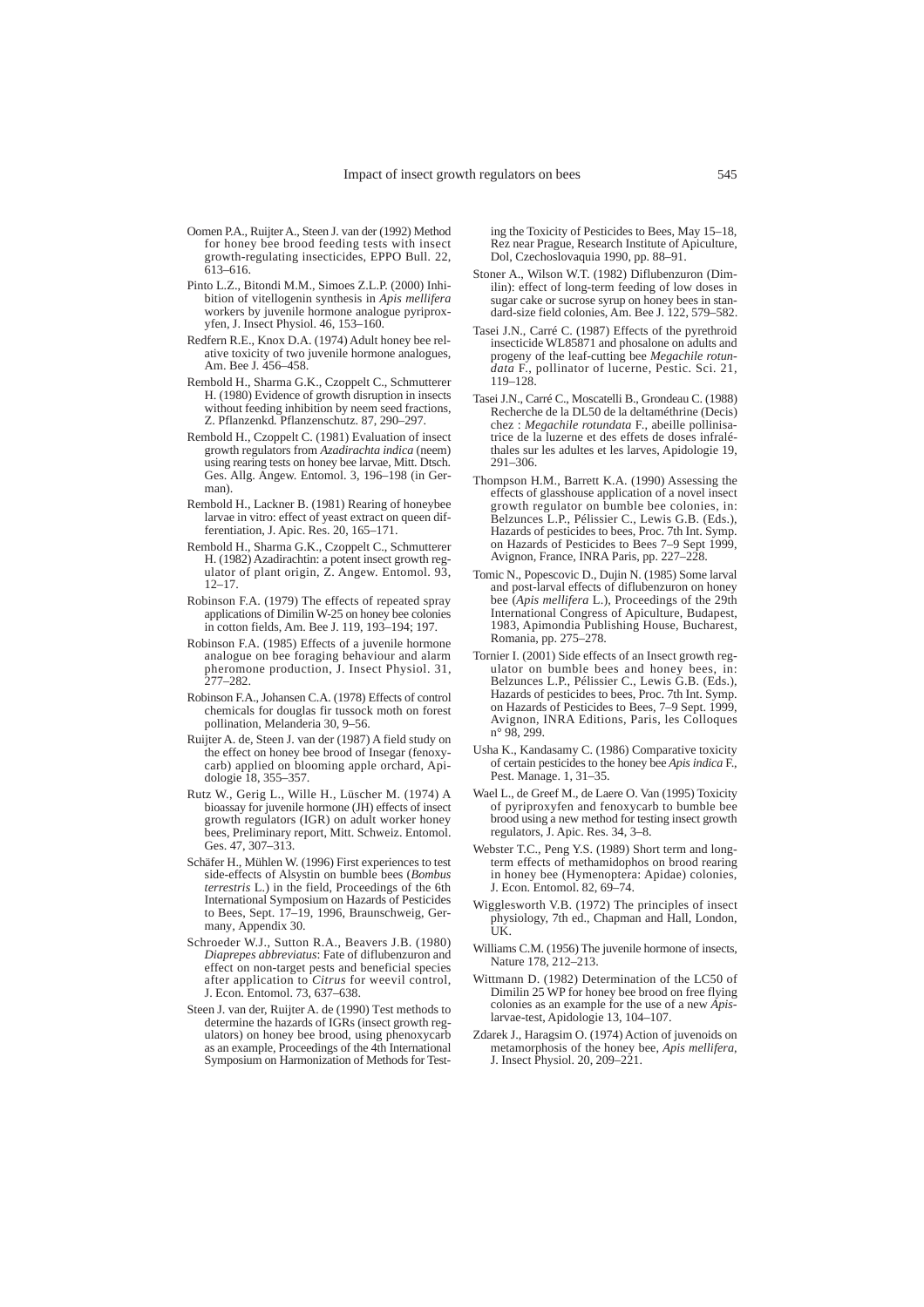Oomen P.A., Ruijter A., Steen J. van der (1992) Method for honey bee brood feeding tests with insect growth-regulating insecticides, EPPO Bull. 22, 613–616.

Pinto L.Z., Bitondi M.M., Simoes Z.L.P. (2000) Inhibition of vitellogenin synthesis in *Apis mellifera* workers by juvenile hormone analogue pyriproxyfen, J. Insect Physiol. 46, 153–160.

Redfern R.E., Knox D.A. (1974) Adult honey bee relative toxicity of two juvenile hormone analogues, Am. Bee J. 456–458.

Rembold H., Sharma G.K., Czoppelt C., Schmutterer H. (1980) Evidence of growth disruption in insects without feeding inhibition by neem seed fractions, Z. Pflanzenkd. Pflanzenschutz. 87, 290–297.

Rembold H., Czoppelt C. (1981) Evaluation of insect growth regulators from *Azadirachta indica* (neem) using rearing tests on honey bee larvae, Mitt. Dtsch. Ges. Allg. Angew. Entomol. 3, 196–198 (in German).

Rembold H., Lackner B. (1981) Rearing of honeybee larvae in vitro: effect of yeast extract on queen differentiation, J. Apic. Res. 20, 165–171.

Rembold H., Sharma G.K., Czoppelt C., Schmutterer H. (1982) Azadirachtin: a potent insect growth regulator of plant origin, Z. Angew. Entomol. 93, 12–17.

Robinson F.A. (1979) The effects of repeated spray applications of Dimilin W-25 on honey bee colonies in cotton fields, Am. Bee J. 119, 193–194; 197.

Robinson F.A. (1985) Effects of a juvenile hormone analogue on bee foraging behaviour and alarm pheromone production, J. Insect Physiol. 31, 277–282.

Robinson F.A., Johansen C.A. (1978) Effects of control chemicals for douglas fir tussock moth on forest pollination, Melanderia 30, 9–56.

Ruijter A. de, Steen J. van der (1987) A field study on the effect on honey bee brood of Insegar (fenoxycarb) applied on blooming apple orchard, Apidologie 18, 355–357.

Rutz W., Gerig L., Wille H., Lüscher M. (1974) A bioassay for juvenile hormone (JH) effects of insect growth regulators (IGR) on adult worker honey bees, Preliminary report, Mitt. Schweiz. Entomol. Ges. 47, 307–313.

Schäfer H., Mühlen W. (1996) First experiences to test side-effects of Alsystin on bumble bees (*Bombus terrestris* L.) in the field, Proceedings of the 6th International Symposium on Hazards of Pesticides to Bees, Sept. 17–19, 1996, Braunschweig, Germany, Appendix 30.

Schroeder W.J., Sutton R.A., Beavers J.B. (1980) *Diaprepes abbreviatus*: Fate of diflubenzuron and effect on non-target pests and beneficial species after application to *Citrus* for weevil control, J. Econ. Entomol. 73, 637–638.

Steen J. van der, Ruijter A. de (1990) Test methods to determine the hazards of IGRs (insect growth regulators) on honey bee brood, using phenoxycarb as an example, Proceedings of the 4th International Symposium on Harmonization of Methods for Testing the Toxicity of Pesticides to Bees, May 15–18, Rez near Prague, Research Institute of Apiculture, Dol, Czechoslovaquia 1990, pp. 88–91.

Stoner A., Wilson W.T. (1982) Diflubenzuron (Dimilin): effect of long-term feeding of low doses in sugar cake or sucrose syrup on honey bees in standard-size field colonies, Am. Bee J. 122, 579–582.

Tasei J.N., Carré C. (1987) Effects of the pyrethroid insecticide WL85871 and phosalone on adults and progeny of the leaf-cutting bee *Megachile rotundata* F., pollinator of lucerne, Pestic. Sci. 21, 119–128.

Tasei J.N., Carré C., Moscatelli B., Grondeau C. (1988) Recherche de la DL50 de la deltaméthrine (Decis) chez : *Megachile rotundata* F., abeille pollinisatrice de la luzerne et des effets de doses infraléthales sur les adultes et les larves, Apidologie 19, 291–306.

Thompson H.M., Barrett K.A. (1990) Assessing the effects of glasshouse application of a novel insect growth regulator on bumble bee colonies, in: Belzunces L.P., Pélissier C., Lewis G.B. (Eds.), Hazards of pesticides to bees, Proc. 7th Int. Symp. on Hazards of Pesticides to Bees 7–9 Sept 1999, Avignon, France, INRA Paris, pp. 227–228.

Tomic N., Popescovic D., Dujin N. (1985) Some larval and post-larval effects of diflubenzuron on honey bee (*Apis mellifera* L.), Proceedings of the 29th International Congress of Apiculture, Budapest, 1983, Apimondia Publishing House, Bucharest, Romania, pp. 275–278.

Tornier I. (2001) Side effects of an Insect growth regulator on bumble bees and honey bees, in: Belzunces L.P., Pélissier C., Lewis G.B. (Eds.), Hazards of pesticides to bees, Proc. 7th Int. Symp. on Hazards of Pesticides to Bees, 7–9 Sept. 1999, Avignon, INRA Editions, Paris, les Colloques n° 98, 299.

Usha K., Kandasamy C. (1986) Comparative toxicity of certain pesticides to the honey bee *Apis indica* F., Pest. Manage. 1, 31–35.

Wael L., de Greef M., de Laere O. Van (1995) Toxicity of pyriproxyfen and fenoxycarb to bumble bee brood using a new method for testing insect growth regulators, J. Apic. Res. 34, 3–8.

Webster T.C., Peng Y.S. (1989) Short term and long-term effects of methamidophos on brood rearing in honey bee (Hymenoptera: Apidae) colonies, J. Econ. Entomol. 82, 69–74.

Wigglesworth V.B. (1972) The principles of insect physiology, 7th ed., Chapman and Hall, London, UK.

Williams C.M. (1956) The juvenile hormone of insects, Nature 178, 212–213.

Wittmann D. (1982) Determination of the LC50 of Dimilin 25 WP for honey bee brood on free flying colonies as an example for the use of a new *Apis*-larvae-test, Apidologie 13, 104–107.

Zdarek J., Haragsim O. (1974) Action of juvenoids on metamorphosis of the honey bee, *Apis mellifera*, J. Insect Physiol. 20, 209–221.